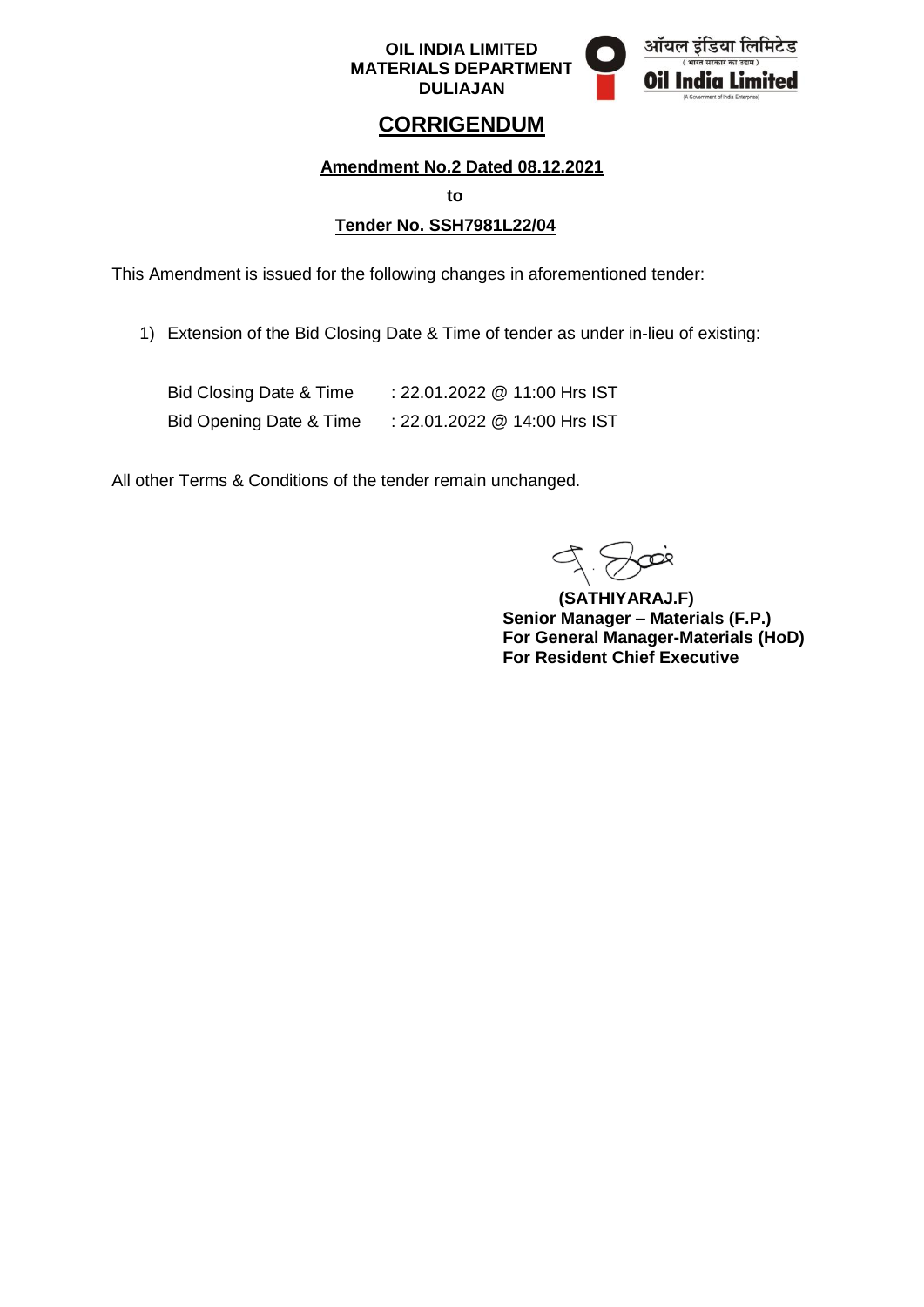**OIL INDIA LIMITED**
**MATERIALS DEPARTMENT**
**DULIAJAN**

ऑयल इंडिया लिमिटेड
( भारत सरकार का उद्यम )
**Oil India Limited**
(A Government of India Enterprise)

# CORRIGENDUM

**Amendment No.2 Dated 08.12.2021**

**to**

**Tender No. SSH7981L22/04**

This Amendment is issued for the following changes in aforementioned tender:

1) Extension of the Bid Closing Date & Time of tender as under in-lieu of existing:

| | |
|---|---|
| Bid Closing Date & Time | : 22.01.2022 @ 11:00 Hrs IST |
| Bid Opening Date & Time | : 22.01.2022 @ 14:00 Hrs IST |

All other Terms & Conditions of the tender remain unchanged.

**(SATHIYARAJ.F)**
**Senior Manager – Materials (F.P.)**
**For General Manager-Materials (HoD)**
**For Resident Chief Executive**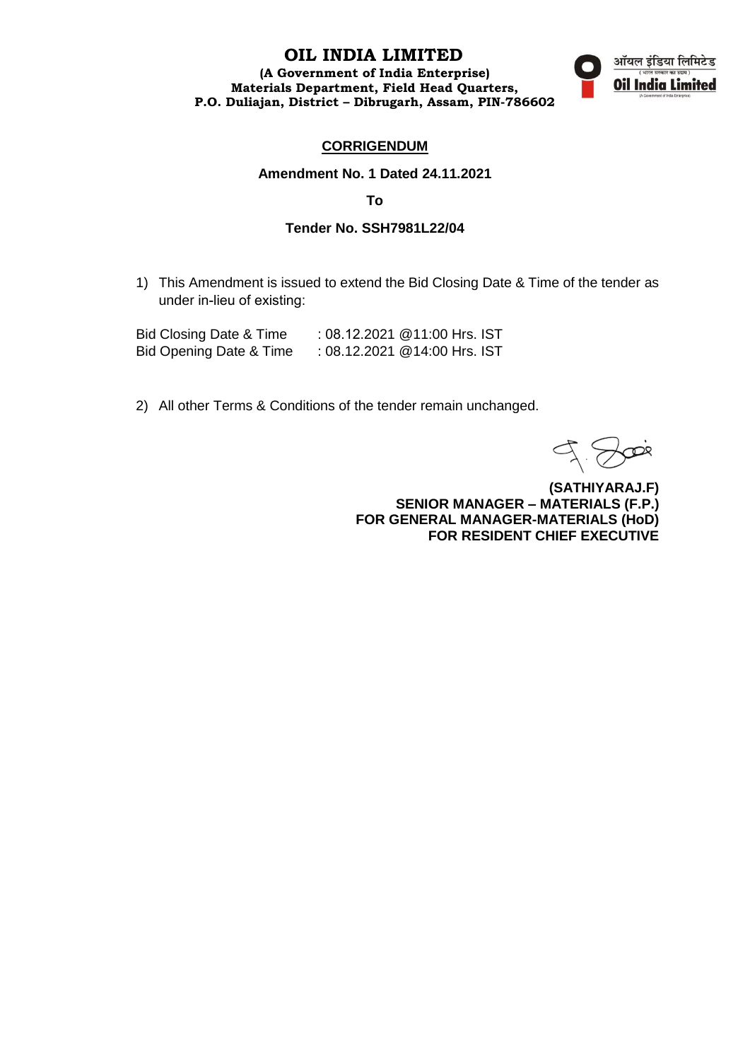# OIL INDIA LIMITED

**(A Government of India Enterprise)**
**Materials Department, Field Head Quarters,**
**P.O. Duliajan, District – Dibrugarh, Assam, PIN-786602**

ऑयल इंडिया लिमिटेड
Oil India Limited

## CORRIGENDUM

**Amendment No. 1 Dated 24.11.2021**

**To**

**Tender No. SSH7981L22/04**

1) This Amendment is issued to extend the Bid Closing Date & Time of the tender as under in-lieu of existing:

Bid Closing Date & Time : 08.12.2021 @11:00 Hrs. IST
Bid Opening Date & Time : 08.12.2021 @14:00 Hrs. IST

2) All other Terms & Conditions of the tender remain unchanged.

**(SATHIYARAJ.F)**
**SENIOR MANAGER – MATERIALS (F.P.)**
**FOR GENERAL MANAGER-MATERIALS (HoD)**
**FOR RESIDENT CHIEF EXECUTIVE**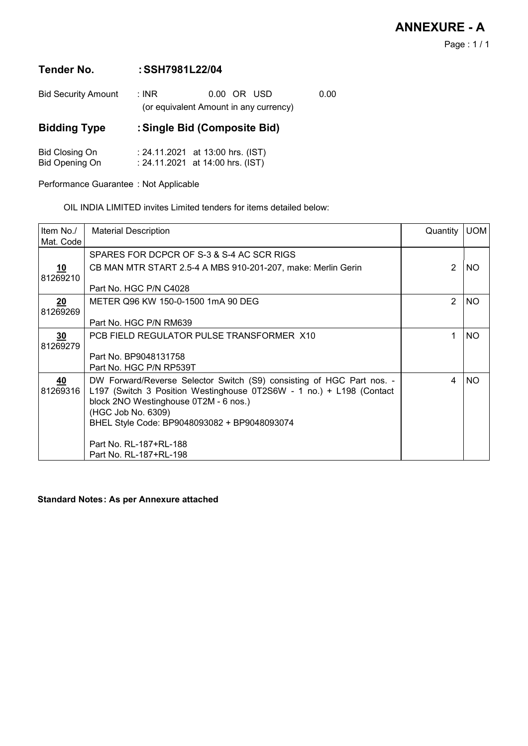# ANNEXURE - A

## Tender No. : SSH7981L22/04

Bid Security Amount : INR 0.00 OR USD 0.00
(or equivalent Amount in any currency)

## Bidding Type : Single Bid (Composite Bid)

Bid Closing On : 24.11.2021 at 13:00 hrs. (IST)
Bid Opening On : 24.11.2021 at 14:00 hrs. (IST)

Performance Guarantee : Not Applicable

OIL INDIA LIMITED invites Limited tenders for items detailed below:

| Item No./ Mat. Code | Material Description | Quantity | UOM |
| --- | --- | --- | --- |
| | SPARES FOR DCPCR OF S-3 & S-4 AC SCR RIGS | | |
| **10** 81269210 | CB MAN MTR START 2.5-4 A MBS 910-201-207, make: Merlin Gerin<br><br>Part No. HGC P/N C4028 | 2 | NO |
| **20** 81269269 | METER Q96 KW 150-0-1500 1mA 90 DEG<br><br>Part No. HGC P/N RM639 | 2 | NO |
| **30** 81269279 | PCB FIELD REGULATOR PULSE TRANSFORMER X10<br><br>Part No. BP9048131758<br>Part No. HGC P/N RP539T | 1 | NO |
| **40** 81269316 | DW Forward/Reverse Selector Switch (S9) consisting of HGC Part nos. - L197 (Switch 3 Position Westinghouse 0T2S6W - 1 no.) + L198 (Contact block 2NO Westinghouse 0T2M - 6 nos.)<br>(HGC Job No. 6309)<br>BHEL Style Code: BP9048093082 + BP9048093074<br><br>Part No. RL-187+RL-188<br>Part No. RL-187+RL-198 | 4 | NO |

**Standard Notes : As per Annexure attached**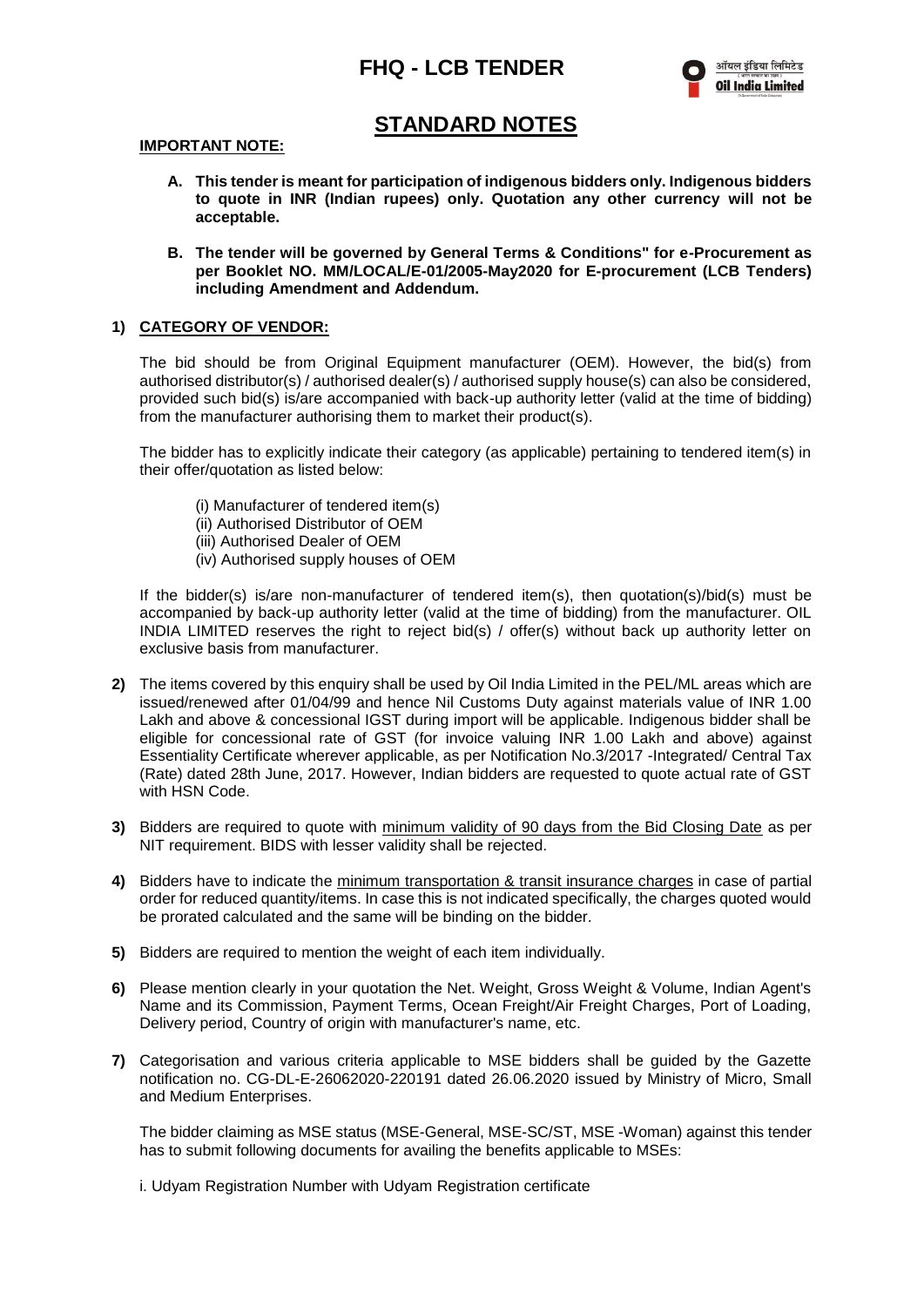# FHQ - LCB TENDER

## STANDARD NOTES

**IMPORTANT NOTE:**

**A. This tender is meant for participation of indigenous bidders only. Indigenous bidders to quote in INR (Indian rupees) only. Quotation any other currency will not be acceptable.**

**B. The tender will be governed by General Terms & Conditions" for e-Procurement as per Booklet NO. MM/LOCAL/E-01/2005-May2020 for E-procurement (LCB Tenders) including Amendment and Addendum.**

**1) CATEGORY OF VENDOR:**

The bid should be from Original Equipment manufacturer (OEM). However, the bid(s) from authorised distributor(s) / authorised dealer(s) / authorised supply house(s) can also be considered, provided such bid(s) is/are accompanied with back-up authority letter (valid at the time of bidding) from the manufacturer authorising them to market their product(s).

The bidder has to explicitly indicate their category (as applicable) pertaining to tendered item(s) in their offer/quotation as listed below:

(i) Manufacturer of tendered item(s)
(ii) Authorised Distributor of OEM
(iii) Authorised Dealer of OEM
(iv) Authorised supply houses of OEM

If the bidder(s) is/are non-manufacturer of tendered item(s), then quotation(s)/bid(s) must be accompanied by back-up authority letter (valid at the time of bidding) from the manufacturer. OIL INDIA LIMITED reserves the right to reject bid(s) / offer(s) without back up authority letter on exclusive basis from manufacturer.

**2)** The items covered by this enquiry shall be used by Oil India Limited in the PEL/ML areas which are issued/renewed after 01/04/99 and hence Nil Customs Duty against materials value of INR 1.00 Lakh and above & concessional IGST during import will be applicable. Indigenous bidder shall be eligible for concessional rate of GST (for invoice valuing INR 1.00 Lakh and above) against Essentiality Certificate wherever applicable, as per Notification No.3/2017 -Integrated/ Central Tax (Rate) dated 28th June, 2017. However, Indian bidders are requested to quote actual rate of GST with HSN Code.

**3)** Bidders are required to quote with minimum validity of 90 days from the Bid Closing Date as per NIT requirement. BIDS with lesser validity shall be rejected.

**4)** Bidders have to indicate the minimum transportation & transit insurance charges in case of partial order for reduced quantity/items. In case this is not indicated specifically, the charges quoted would be prorated calculated and the same will be binding on the bidder.

**5)** Bidders are required to mention the weight of each item individually.

**6)** Please mention clearly in your quotation the Net. Weight, Gross Weight & Volume, Indian Agent's Name and its Commission, Payment Terms, Ocean Freight/Air Freight Charges, Port of Loading, Delivery period, Country of origin with manufacturer's name, etc.

**7)** Categorisation and various criteria applicable to MSE bidders shall be guided by the Gazette notification no. CG-DL-E-26062020-220191 dated 26.06.2020 issued by Ministry of Micro, Small and Medium Enterprises.

The bidder claiming as MSE status (MSE-General, MSE-SC/ST, MSE -Woman) against this tender has to submit following documents for availing the benefits applicable to MSEs:

i. Udyam Registration Number with Udyam Registration certificate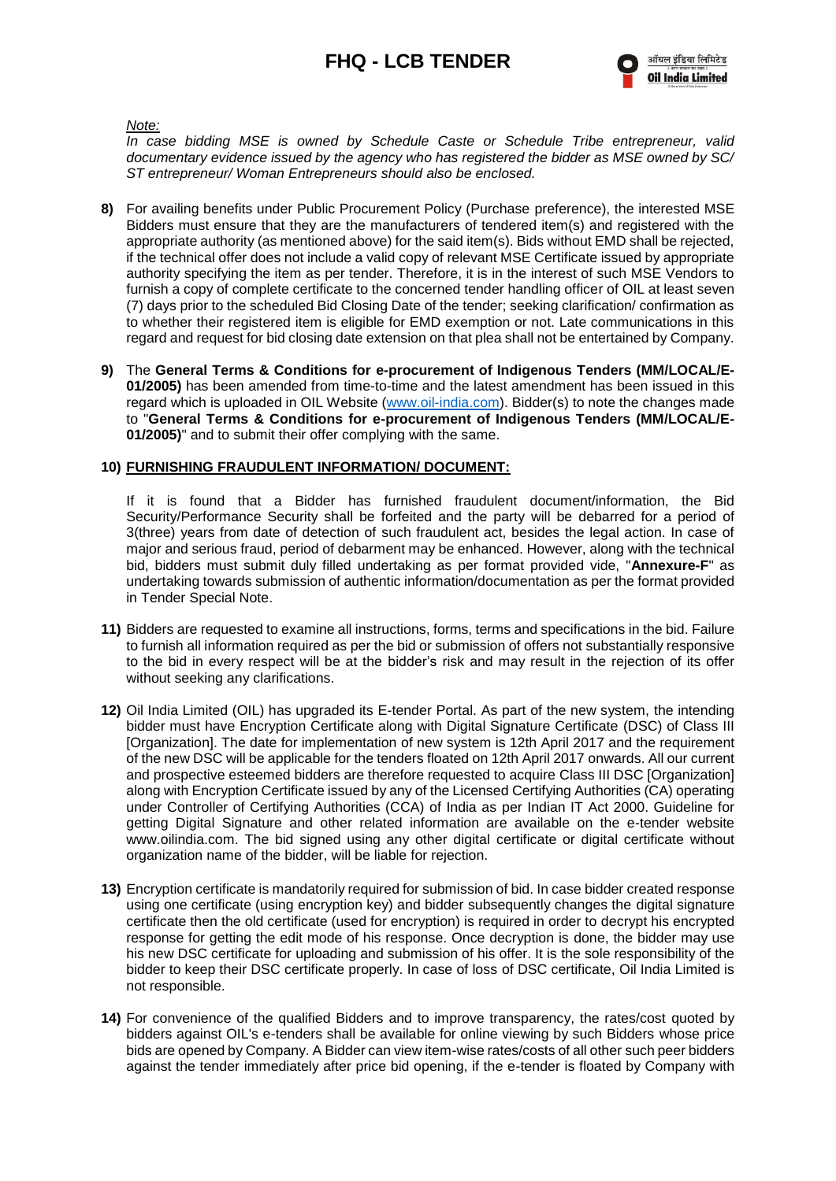*Note:*

*In case bidding MSE is owned by Schedule Caste or Schedule Tribe entrepreneur, valid documentary evidence issued by the agency who has registered the bidder as MSE owned by SC/ ST entrepreneur/ Woman Entrepreneurs should also be enclosed.*

**8)** For availing benefits under Public Procurement Policy (Purchase preference), the interested MSE Bidders must ensure that they are the manufacturers of tendered item(s) and registered with the appropriate authority (as mentioned above) for the said item(s). Bids without EMD shall be rejected, if the technical offer does not include a valid copy of relevant MSE Certificate issued by appropriate authority specifying the item as per tender. Therefore, it is in the interest of such MSE Vendors to furnish a copy of complete certificate to the concerned tender handling officer of OIL at least seven (7) days prior to the scheduled Bid Closing Date of the tender; seeking clarification/ confirmation as to whether their registered item is eligible for EMD exemption or not. Late communications in this regard and request for bid closing date extension on that plea shall not be entertained by Company.

**9)** The **General Terms & Conditions for e-procurement of Indigenous Tenders (MM/LOCAL/E-01/2005)** has been amended from time-to-time and the latest amendment has been issued in this regard which is uploaded in OIL Website (www.oil-india.com). Bidder(s) to note the changes made to "**General Terms & Conditions for e-procurement of Indigenous Tenders (MM/LOCAL/E-01/2005)**" and to submit their offer complying with the same.

**10) FURNISHING FRAUDULENT INFORMATION/ DOCUMENT:**

If it is found that a Bidder has furnished fraudulent document/information, the Bid Security/Performance Security shall be forfeited and the party will be debarred for a period of 3(three) years from date of detection of such fraudulent act, besides the legal action. In case of major and serious fraud, period of debarment may be enhanced. However, along with the technical bid, bidders must submit duly filled undertaking as per format provided vide, "**Annexure-F**" as undertaking towards submission of authentic information/documentation as per the format provided in Tender Special Note.

**11)** Bidders are requested to examine all instructions, forms, terms and specifications in the bid. Failure to furnish all information required as per the bid or submission of offers not substantially responsive to the bid in every respect will be at the bidder's risk and may result in the rejection of its offer without seeking any clarifications.

**12)** Oil India Limited (OIL) has upgraded its E-tender Portal. As part of the new system, the intending bidder must have Encryption Certificate along with Digital Signature Certificate (DSC) of Class III [Organization]. The date for implementation of new system is 12th April 2017 and the requirement of the new DSC will be applicable for the tenders floated on 12th April 2017 onwards. All our current and prospective esteemed bidders are therefore requested to acquire Class III DSC [Organization] along with Encryption Certificate issued by any of the Licensed Certifying Authorities (CA) operating under Controller of Certifying Authorities (CCA) of India as per Indian IT Act 2000. Guideline for getting Digital Signature and other related information are available on the e-tender website www.oilindia.com. The bid signed using any other digital certificate or digital certificate without organization name of the bidder, will be liable for rejection.

**13)** Encryption certificate is mandatorily required for submission of bid. In case bidder created response using one certificate (using encryption key) and bidder subsequently changes the digital signature certificate then the old certificate (used for encryption) is required in order to decrypt his encrypted response for getting the edit mode of his response. Once decryption is done, the bidder may use his new DSC certificate for uploading and submission of his offer. It is the sole responsibility of the bidder to keep their DSC certificate properly. In case of loss of DSC certificate, Oil India Limited is not responsible.

**14)** For convenience of the qualified Bidders and to improve transparency, the rates/cost quoted by bidders against OIL's e-tenders shall be available for online viewing by such Bidders whose price bids are opened by Company. A Bidder can view item-wise rates/costs of all other such peer bidders against the tender immediately after price bid opening, if the e-tender is floated by Company with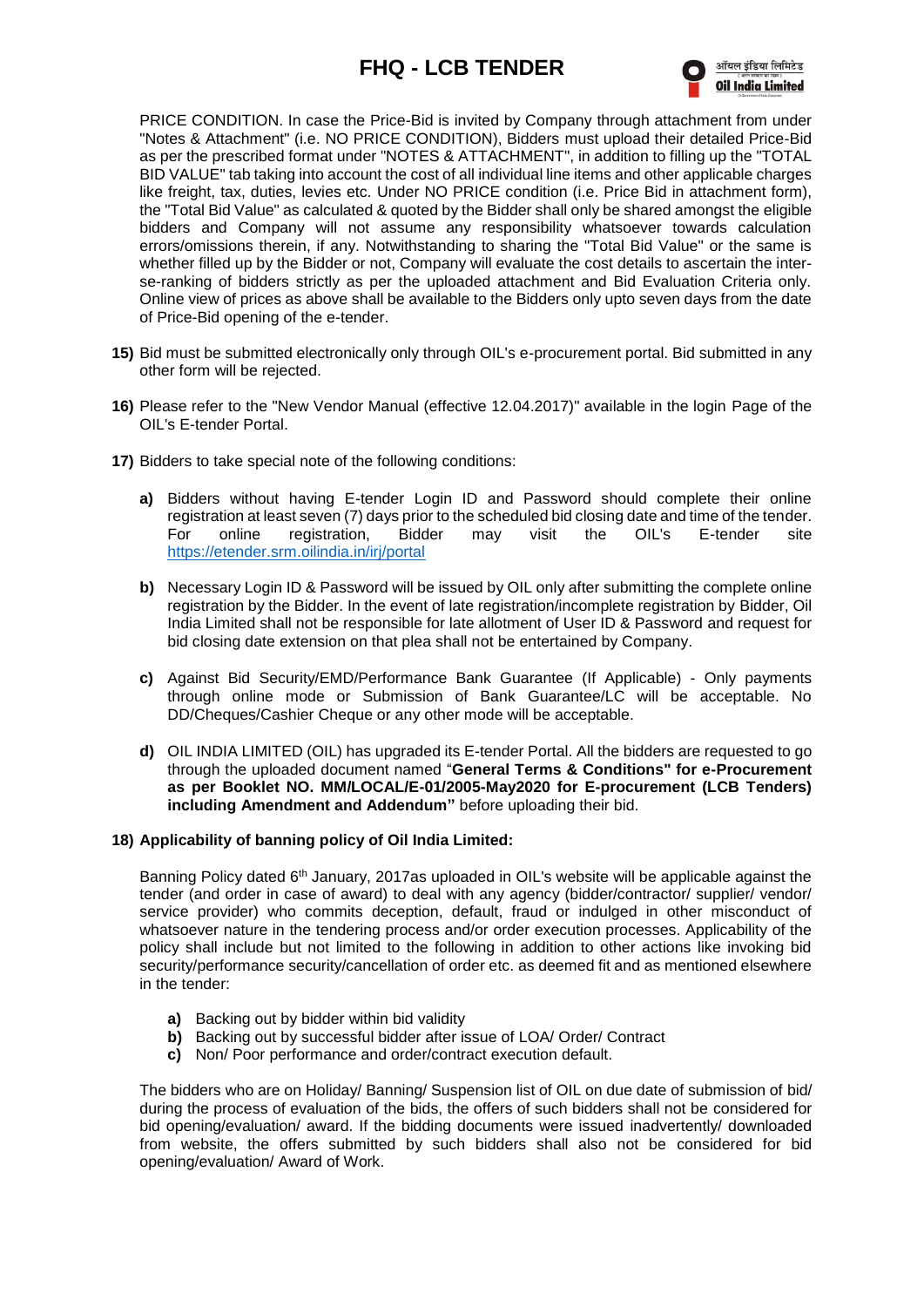PRICE CONDITION. In case the Price-Bid is invited by Company through attachment from under "Notes & Attachment" (i.e. NO PRICE CONDITION), Bidders must upload their detailed Price-Bid as per the prescribed format under "NOTES & ATTACHMENT", in addition to filling up the "TOTAL BID VALUE" tab taking into account the cost of all individual line items and other applicable charges like freight, tax, duties, levies etc. Under NO PRICE condition (i.e. Price Bid in attachment form), the "Total Bid Value" as calculated & quoted by the Bidder shall only be shared amongst the eligible bidders and Company will not assume any responsibility whatsoever towards calculation errors/omissions therein, if any. Notwithstanding to sharing the "Total Bid Value" or the same is whether filled up by the Bidder or not, Company will evaluate the cost details to ascertain the inter-se-ranking of bidders strictly as per the uploaded attachment and Bid Evaluation Criteria only. Online view of prices as above shall be available to the Bidders only upto seven days from the date of Price-Bid opening of the e-tender.

**15)** Bid must be submitted electronically only through OIL's e-procurement portal. Bid submitted in any other form will be rejected.

**16)** Please refer to the "New Vendor Manual (effective 12.04.2017)" available in the login Page of the OIL's E-tender Portal.

**17)** Bidders to take special note of the following conditions:

**a)** Bidders without having E-tender Login ID and Password should complete their online registration at least seven (7) days prior to the scheduled bid closing date and time of the tender. For online registration, Bidder may visit the OIL's E-tender site https://etender.srm.oilindia.in/irj/portal

**b)** Necessary Login ID & Password will be issued by OIL only after submitting the complete online registration by the Bidder. In the event of late registration/incomplete registration by Bidder, Oil India Limited shall not be responsible for late allotment of User ID & Password and request for bid closing date extension on that plea shall not be entertained by Company.

**c)** Against Bid Security/EMD/Performance Bank Guarantee (If Applicable) - Only payments through online mode or Submission of Bank Guarantee/LC will be acceptable. No DD/Cheques/Cashier Cheque or any other mode will be acceptable.

**d)** OIL INDIA LIMITED (OIL) has upgraded its E-tender Portal. All the bidders are requested to go through the uploaded document named "**General Terms & Conditions" for e-Procurement as per Booklet NO. MM/LOCAL/E-01/2005-May2020 for E-procurement (LCB Tenders) including Amendment and Addendum"** before uploading their bid.

**18) Applicability of banning policy of Oil India Limited:**

Banning Policy dated 6th January, 2017as uploaded in OIL's website will be applicable against the tender (and order in case of award) to deal with any agency (bidder/contractor/ supplier/ vendor/ service provider) who commits deception, default, fraud or indulged in other misconduct of whatsoever nature in the tendering process and/or order execution processes. Applicability of the policy shall include but not limited to the following in addition to other actions like invoking bid security/performance security/cancellation of order etc. as deemed fit and as mentioned elsewhere in the tender:

**a)** Backing out by bidder within bid validity
**b)** Backing out by successful bidder after issue of LOA/ Order/ Contract
**c)** Non/ Poor performance and order/contract execution default.

The bidders who are on Holiday/ Banning/ Suspension list of OIL on due date of submission of bid/ during the process of evaluation of the bids, the offers of such bidders shall not be considered for bid opening/evaluation/ award. If the bidding documents were issued inadvertently/ downloaded from website, the offers submitted by such bidders shall also not be considered for bid opening/evaluation/ Award of Work.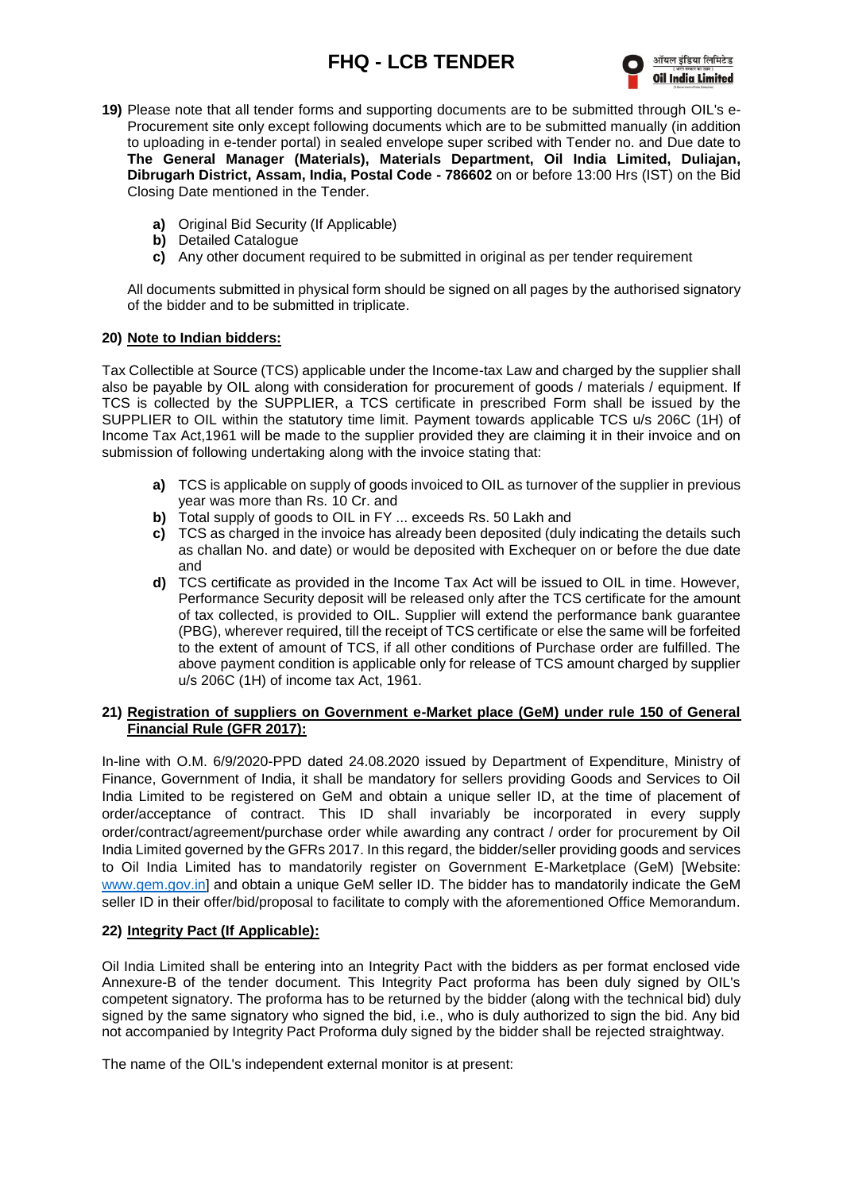**19)** Please note that all tender forms and supporting documents are to be submitted through OIL's e-Procurement site only except following documents which are to be submitted manually (in addition to uploading in e-tender portal) in sealed envelope super scribed with Tender no. and Due date to **The General Manager (Materials), Materials Department, Oil India Limited, Duliajan, Dibrugarh District, Assam, India, Postal Code - 786602** on or before 13:00 Hrs (IST) on the Bid Closing Date mentioned in the Tender.

- **a)** Original Bid Security (If Applicable)
- **b)** Detailed Catalogue
- **c)** Any other document required to be submitted in original as per tender requirement

All documents submitted in physical form should be signed on all pages by the authorised signatory of the bidder and to be submitted in triplicate.

**20) Note to Indian bidders:**

Tax Collectible at Source (TCS) applicable under the Income-tax Law and charged by the supplier shall also be payable by OIL along with consideration for procurement of goods / materials / equipment. If TCS is collected by the SUPPLIER, a TCS certificate in prescribed Form shall be issued by the SUPPLIER to OIL within the statutory time limit. Payment towards applicable TCS u/s 206C (1H) of Income Tax Act,1961 will be made to the supplier provided they are claiming it in their invoice and on submission of following undertaking along with the invoice stating that:

- **a)** TCS is applicable on supply of goods invoiced to OIL as turnover of the supplier in previous year was more than Rs. 10 Cr. and
- **b)** Total supply of goods to OIL in FY ... exceeds Rs. 50 Lakh and
- **c)** TCS as charged in the invoice has already been deposited (duly indicating the details such as challan No. and date) or would be deposited with Exchequer on or before the due date and
- **d)** TCS certificate as provided in the Income Tax Act will be issued to OIL in time. However, Performance Security deposit will be released only after the TCS certificate for the amount of tax collected, is provided to OIL. Supplier will extend the performance bank guarantee (PBG), wherever required, till the receipt of TCS certificate or else the same will be forfeited to the extent of amount of TCS, if all other conditions of Purchase order are fulfilled. The above payment condition is applicable only for release of TCS amount charged by supplier u/s 206C (1H) of income tax Act, 1961.

**21) Registration of suppliers on Government e-Market place (GeM) under rule 150 of General Financial Rule (GFR 2017):**

In-line with O.M. 6/9/2020-PPD dated 24.08.2020 issued by Department of Expenditure, Ministry of Finance, Government of India, it shall be mandatory for sellers providing Goods and Services to Oil India Limited to be registered on GeM and obtain a unique seller ID, at the time of placement of order/acceptance of contract. This ID shall invariably be incorporated in every supply order/contract/agreement/purchase order while awarding any contract / order for procurement by Oil India Limited governed by the GFRs 2017. In this regard, the bidder/seller providing goods and services to Oil India Limited has to mandatorily register on Government E-Marketplace (GeM) [Website: www.gem.gov.in] and obtain a unique GeM seller ID. The bidder has to mandatorily indicate the GeM seller ID in their offer/bid/proposal to facilitate to comply with the aforementioned Office Memorandum.

**22) Integrity Pact (If Applicable):**

Oil India Limited shall be entering into an Integrity Pact with the bidders as per format enclosed vide Annexure-B of the tender document. This Integrity Pact proforma has been duly signed by OIL's competent signatory. The proforma has to be returned by the bidder (along with the technical bid) duly signed by the same signatory who signed the bid, i.e., who is duly authorized to sign the bid. Any bid not accompanied by Integrity Pact Proforma duly signed by the bidder shall be rejected straightway.

The name of the OIL's independent external monitor is at present: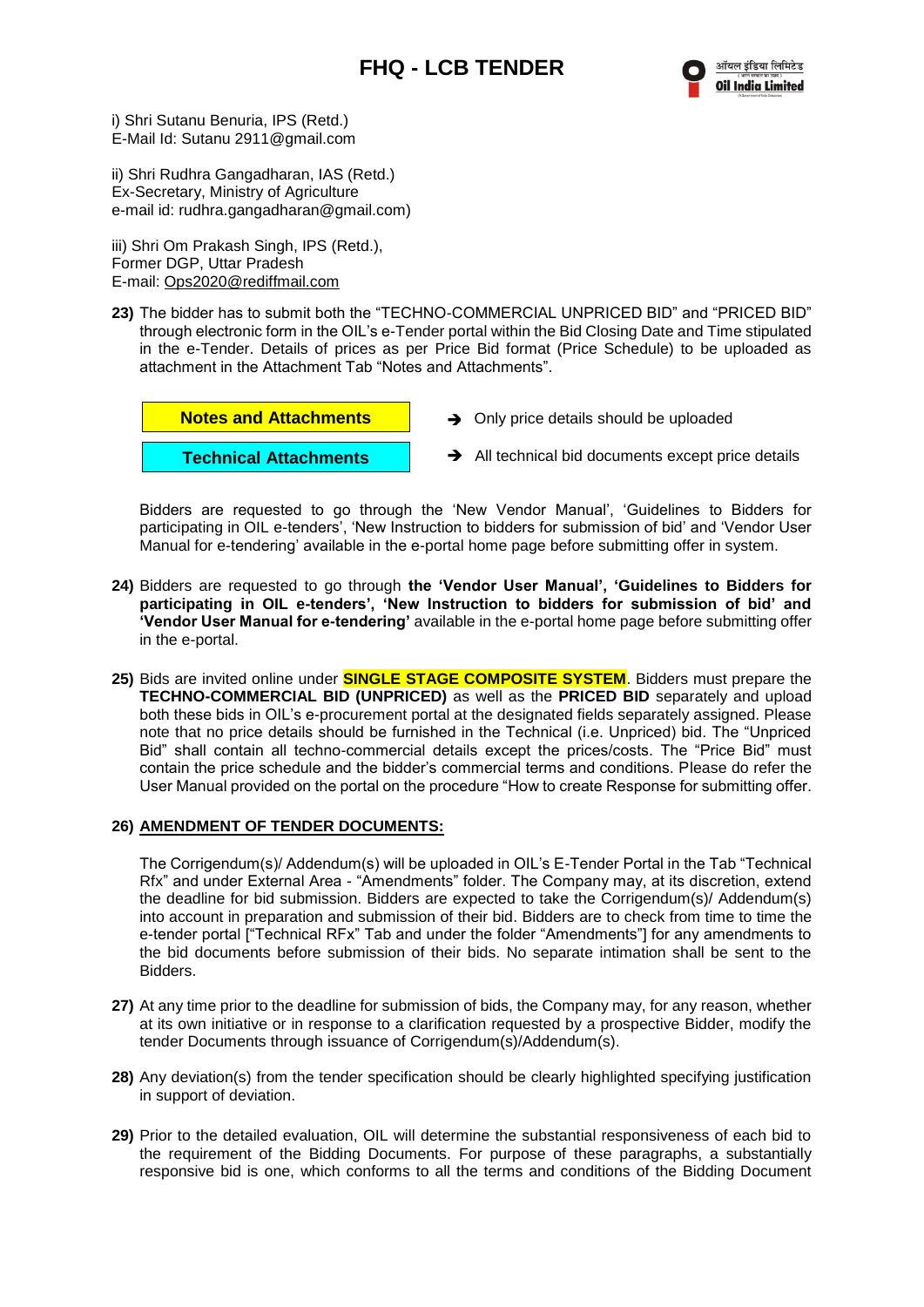i) Shri Sutanu Benuria, IPS (Retd.)
E-Mail Id: Sutanu 2911@gmail.com

ii) Shri Rudhra Gangadharan, IAS (Retd.)
Ex-Secretary, Ministry of Agriculture
e-mail id: rudhra.gangadharan@gmail.com)

iii) Shri Om Prakash Singh, IPS (Retd.),
Former DGP, Uttar Pradesh
E-mail: Ops2020@rediffmail.com

**23)** The bidder has to submit both the "TECHNO-COMMERCIAL UNPRICED BID" and "PRICED BID" through electronic form in the OIL's e-Tender portal within the Bid Closing Date and Time stipulated in the e-Tender. Details of prices as per Price Bid format (Price Schedule) to be uploaded as attachment in the Attachment Tab "Notes and Attachments".

| | |
|---|---|
| **Notes and Attachments** | → Only price details should be uploaded |
| **Technical Attachments** | → All technical bid documents except price details |

Bidders are requested to go through the 'New Vendor Manual', 'Guidelines to Bidders for participating in OIL e-tenders', 'New Instruction to bidders for submission of bid' and 'Vendor User Manual for e-tendering' available in the e-portal home page before submitting offer in system.

**24)** Bidders are requested to go through **the 'Vendor User Manual', 'Guidelines to Bidders for participating in OIL e-tenders', 'New Instruction to bidders for submission of bid' and 'Vendor User Manual for e-tendering'** available in the e-portal home page before submitting offer in the e-portal.

**25)** Bids are invited online under **SINGLE STAGE COMPOSITE SYSTEM**. Bidders must prepare the **TECHNO-COMMERCIAL BID (UNPRICED)** as well as the **PRICED BID** separately and upload both these bids in OIL's e-procurement portal at the designated fields separately assigned. Please note that no price details should be furnished in the Technical (i.e. Unpriced) bid. The "Unpriced Bid" shall contain all techno-commercial details except the prices/costs. The "Price Bid" must contain the price schedule and the bidder's commercial terms and conditions. Please do refer the User Manual provided on the portal on the procedure "How to create Response for submitting offer.

**26)** **AMENDMENT OF TENDER DOCUMENTS:**

The Corrigendum(s)/ Addendum(s) will be uploaded in OIL's E-Tender Portal in the Tab "Technical Rfx" and under External Area - "Amendments" folder. The Company may, at its discretion, extend the deadline for bid submission. Bidders are expected to take the Corrigendum(s)/ Addendum(s) into account in preparation and submission of their bid. Bidders are to check from time to time the e-tender portal ["Technical RFx" Tab and under the folder "Amendments"] for any amendments to the bid documents before submission of their bids. No separate intimation shall be sent to the Bidders.

**27)** At any time prior to the deadline for submission of bids, the Company may, for any reason, whether at its own initiative or in response to a clarification requested by a prospective Bidder, modify the tender Documents through issuance of Corrigendum(s)/Addendum(s).

**28)** Any deviation(s) from the tender specification should be clearly highlighted specifying justification in support of deviation.

**29)** Prior to the detailed evaluation, OIL will determine the substantial responsiveness of each bid to the requirement of the Bidding Documents. For purpose of these paragraphs, a substantially responsive bid is one, which conforms to all the terms and conditions of the Bidding Document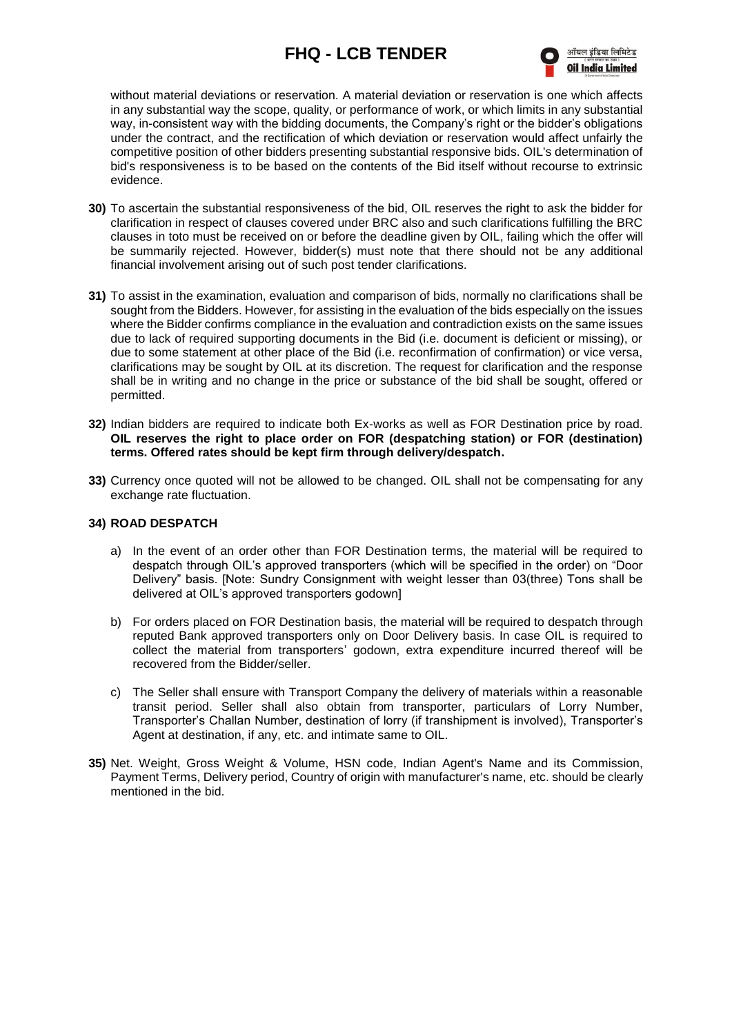without material deviations or reservation. A material deviation or reservation is one which affects in any substantial way the scope, quality, or performance of work, or which limits in any substantial way, in-consistent way with the bidding documents, the Company's right or the bidder's obligations under the contract, and the rectification of which deviation or reservation would affect unfairly the competitive position of other bidders presenting substantial responsive bids. OIL's determination of bid's responsiveness is to be based on the contents of the Bid itself without recourse to extrinsic evidence.

**30)** To ascertain the substantial responsiveness of the bid, OIL reserves the right to ask the bidder for clarification in respect of clauses covered under BRC also and such clarifications fulfilling the BRC clauses in toto must be received on or before the deadline given by OIL, failing which the offer will be summarily rejected. However, bidder(s) must note that there should not be any additional financial involvement arising out of such post tender clarifications.

**31)** To assist in the examination, evaluation and comparison of bids, normally no clarifications shall be sought from the Bidders. However, for assisting in the evaluation of the bids especially on the issues where the Bidder confirms compliance in the evaluation and contradiction exists on the same issues due to lack of required supporting documents in the Bid (i.e. document is deficient or missing), or due to some statement at other place of the Bid (i.e. reconfirmation of confirmation) or vice versa, clarifications may be sought by OIL at its discretion. The request for clarification and the response shall be in writing and no change in the price or substance of the bid shall be sought, offered or permitted.

**32)** Indian bidders are required to indicate both Ex-works as well as FOR Destination price by road. **OIL reserves the right to place order on FOR (despatching station) or FOR (destination) terms. Offered rates should be kept firm through delivery/despatch.**

**33)** Currency once quoted will not be allowed to be changed. OIL shall not be compensating for any exchange rate fluctuation.

**34) ROAD DESPATCH**

a) In the event of an order other than FOR Destination terms, the material will be required to despatch through OIL's approved transporters (which will be specified in the order) on "Door Delivery" basis. [Note: Sundry Consignment with weight lesser than 03(three) Tons shall be delivered at OIL's approved transporters godown]

b) For orders placed on FOR Destination basis, the material will be required to despatch through reputed Bank approved transporters only on Door Delivery basis. In case OIL is required to collect the material from transporters' godown, extra expenditure incurred thereof will be recovered from the Bidder/seller.

c) The Seller shall ensure with Transport Company the delivery of materials within a reasonable transit period. Seller shall also obtain from transporter, particulars of Lorry Number, Transporter's Challan Number, destination of lorry (if transhipment is involved), Transporter's Agent at destination, if any, etc. and intimate same to OIL.

**35)** Net. Weight, Gross Weight & Volume, HSN code, Indian Agent's Name and its Commission, Payment Terms, Delivery period, Country of origin with manufacturer's name, etc. should be clearly mentioned in the bid.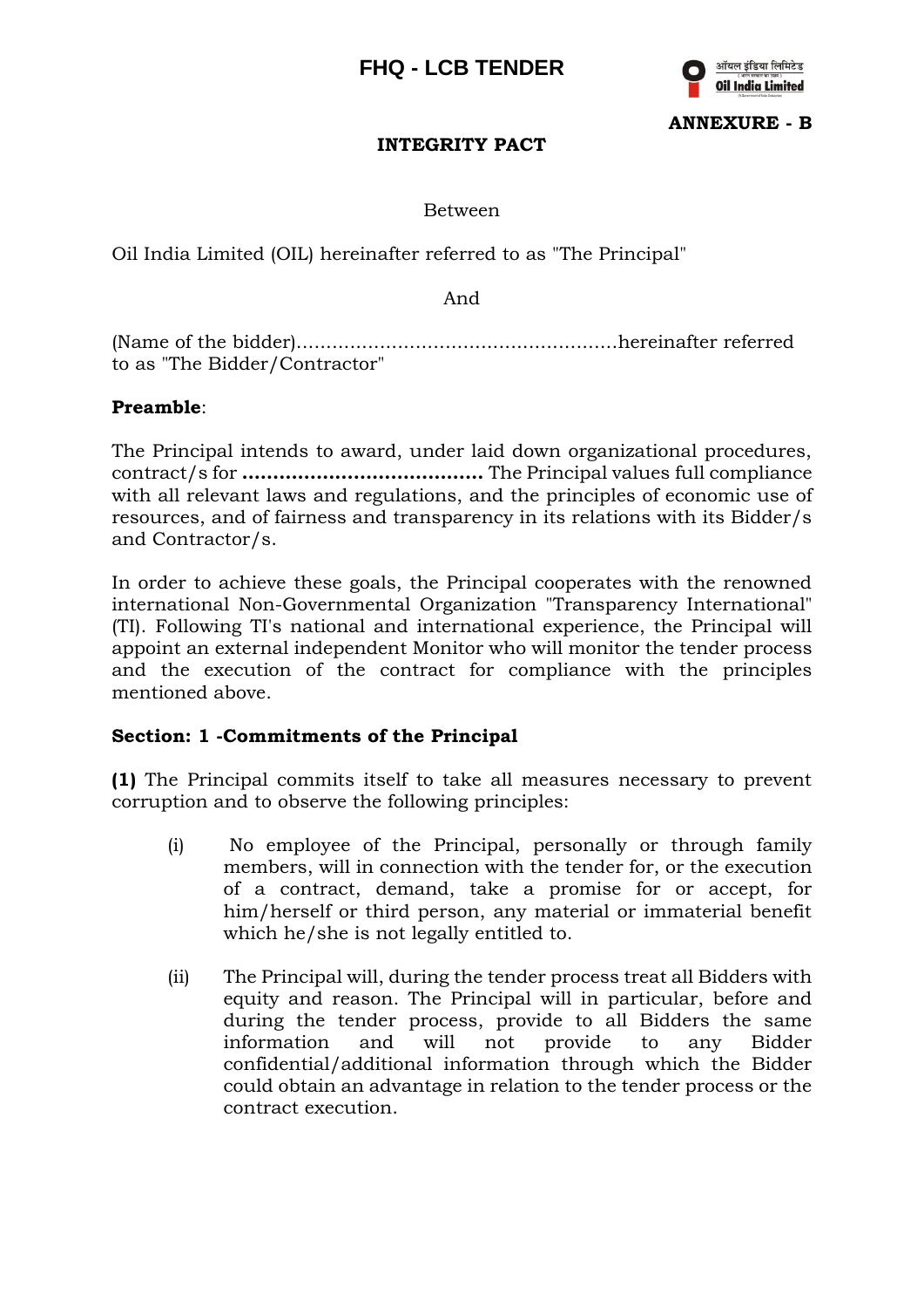**ANNEXURE - B**

# INTEGRITY PACT

Between

Oil India Limited (OIL) hereinafter referred to as "The Principal"

And

(Name of the bidder)......................................................hereinafter referred to as "The Bidder/Contractor"

**Preamble**:

The Principal intends to award, under laid down organizational procedures, contract/s for **.......................................** The Principal values full compliance with all relevant laws and regulations, and the principles of economic use of resources, and of fairness and transparency in its relations with its Bidder/s and Contractor/s.

In order to achieve these goals, the Principal cooperates with the renowned international Non-Governmental Organization "Transparency International" (TI). Following TI's national and international experience, the Principal will appoint an external independent Monitor who will monitor the tender process and the execution of the contract for compliance with the principles mentioned above.

**Section: 1 -Commitments of the Principal**

**(1)** The Principal commits itself to take all measures necessary to prevent corruption and to observe the following principles:

(i) No employee of the Principal, personally or through family members, will in connection with the tender for, or the execution of a contract, demand, take a promise for or accept, for him/herself or third person, any material or immaterial benefit which he/she is not legally entitled to.

(ii) The Principal will, during the tender process treat all Bidders with equity and reason. The Principal will in particular, before and during the tender process, provide to all Bidders the same information and will not provide to any Bidder confidential/additional information through which the Bidder could obtain an advantage in relation to the tender process or the contract execution.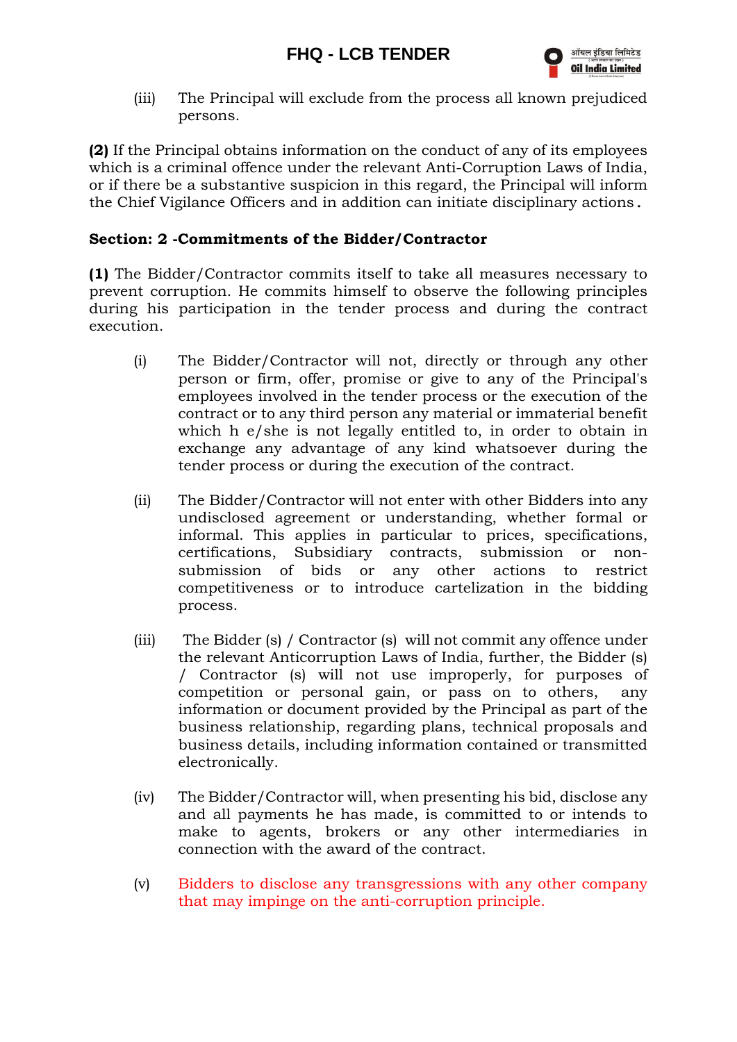(iii) The Principal will exclude from the process all known prejudiced persons.

**(2)** If the Principal obtains information on the conduct of any of its employees which is a criminal offence under the relevant Anti-Corruption Laws of India, or if there be a substantive suspicion in this regard, the Principal will inform the Chief Vigilance Officers and in addition can initiate disciplinary actions.

**Section: 2 -Commitments of the Bidder/Contractor**

**(1)** The Bidder/Contractor commits itself to take all measures necessary to prevent corruption. He commits himself to observe the following principles during his participation in the tender process and during the contract execution.

(i) The Bidder/Contractor will not, directly or through any other person or firm, offer, promise or give to any of the Principal's employees involved in the tender process or the execution of the contract or to any third person any material or immaterial benefit which h e/she is not legally entitled to, in order to obtain in exchange any advantage of any kind whatsoever during the tender process or during the execution of the contract.

(ii) The Bidder/Contractor will not enter with other Bidders into any undisclosed agreement or understanding, whether formal or informal. This applies in particular to prices, specifications, certifications, Subsidiary contracts, submission or non-submission of bids or any other actions to restrict competitiveness or to introduce cartelization in the bidding process.

(iii) The Bidder (s) / Contractor (s) will not commit any offence under the relevant Anticorruption Laws of India, further, the Bidder (s) / Contractor (s) will not use improperly, for purposes of competition or personal gain, or pass on to others, any information or document provided by the Principal as part of the business relationship, regarding plans, technical proposals and business details, including information contained or transmitted electronically.

(iv) The Bidder/Contractor will, when presenting his bid, disclose any and all payments he has made, is committed to or intends to make to agents, brokers or any other intermediaries in connection with the award of the contract.

(v) Bidders to disclose any transgressions with any other company that may impinge on the anti-corruption principle.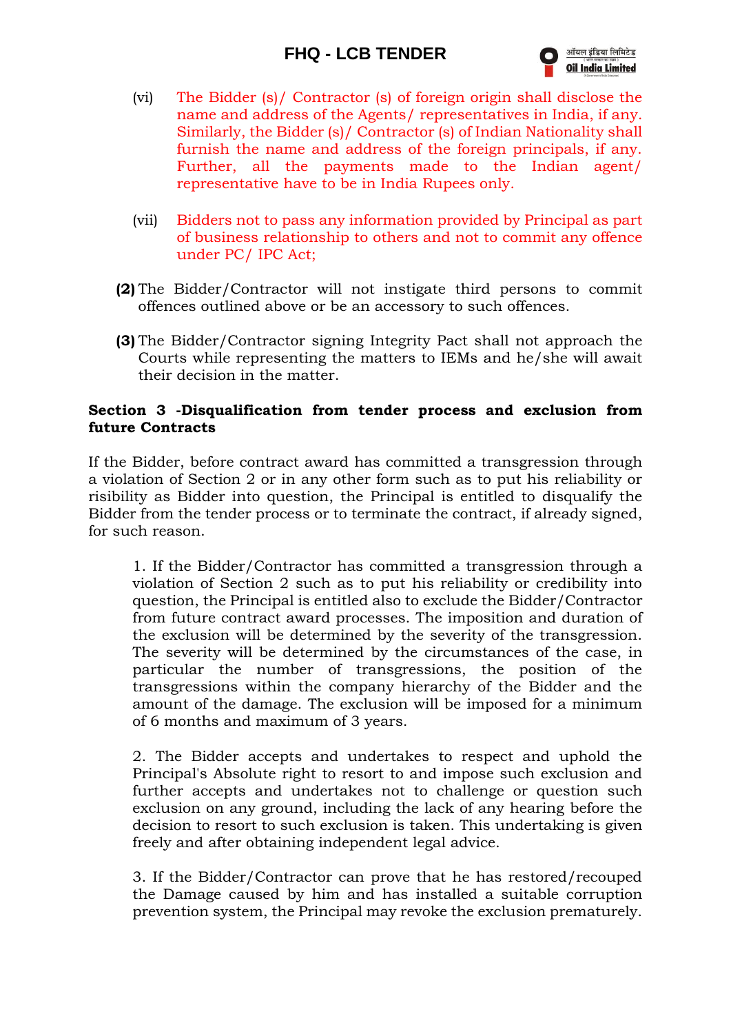(vi) The Bidder (s)/ Contractor (s) of foreign origin shall disclose the name and address of the Agents/ representatives in India, if any. Similarly, the Bidder (s)/ Contractor (s) of Indian Nationality shall furnish the name and address of the foreign principals, if any. Further, all the payments made to the Indian agent/ representative have to be in India Rupees only.

(vii) Bidders not to pass any information provided by Principal as part of business relationship to others and not to commit any offence under PC/ IPC Act;

**(2)** The Bidder/Contractor will not instigate third persons to commit offences outlined above or be an accessory to such offences.

**(3)** The Bidder/Contractor signing Integrity Pact shall not approach the Courts while representing the matters to IEMs and he/she will await their decision in the matter.

**Section 3 -Disqualification from tender process and exclusion from future Contracts**

If the Bidder, before contract award has committed a transgression through a violation of Section 2 or in any other form such as to put his reliability or risibility as Bidder into question, the Principal is entitled to disqualify the Bidder from the tender process or to terminate the contract, if already signed, for such reason.

1. If the Bidder/Contractor has committed a transgression through a violation of Section 2 such as to put his reliability or credibility into question, the Principal is entitled also to exclude the Bidder/Contractor from future contract award processes. The imposition and duration of the exclusion will be determined by the severity of the transgression. The severity will be determined by the circumstances of the case, in particular the number of transgressions, the position of the transgressions within the company hierarchy of the Bidder and the amount of the damage. The exclusion will be imposed for a minimum of 6 months and maximum of 3 years.

2. The Bidder accepts and undertakes to respect and uphold the Principal's Absolute right to resort to and impose such exclusion and further accepts and undertakes not to challenge or question such exclusion on any ground, including the lack of any hearing before the decision to resort to such exclusion is taken. This undertaking is given freely and after obtaining independent legal advice.

3. If the Bidder/Contractor can prove that he has restored/recouped the Damage caused by him and has installed a suitable corruption prevention system, the Principal may revoke the exclusion prematurely.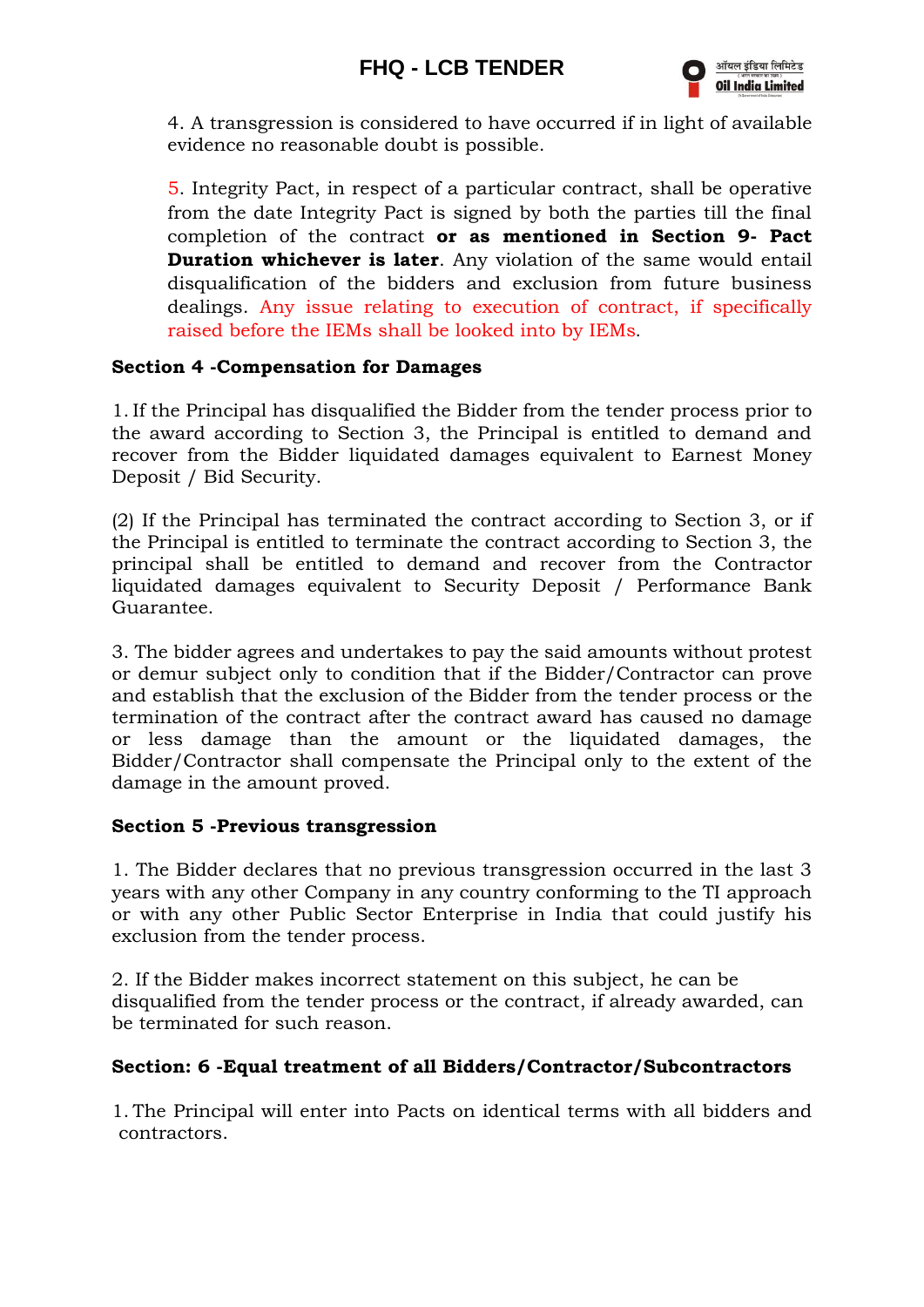4. A transgression is considered to have occurred if in light of available evidence no reasonable doubt is possible.

5. Integrity Pact, in respect of a particular contract, shall be operative from the date Integrity Pact is signed by both the parties till the final completion of the contract **or as mentioned in Section 9- Pact Duration whichever is later**. Any violation of the same would entail disqualification of the bidders and exclusion from future business dealings. Any issue relating to execution of contract, if specifically raised before the IEMs shall be looked into by IEMs.

**Section 4 -Compensation for Damages**

1. If the Principal has disqualified the Bidder from the tender process prior to the award according to Section 3, the Principal is entitled to demand and recover from the Bidder liquidated damages equivalent to Earnest Money Deposit / Bid Security.

(2) If the Principal has terminated the contract according to Section 3, or if the Principal is entitled to terminate the contract according to Section 3, the principal shall be entitled to demand and recover from the Contractor liquidated damages equivalent to Security Deposit / Performance Bank Guarantee.

3. The bidder agrees and undertakes to pay the said amounts without protest or demur subject only to condition that if the Bidder/Contractor can prove and establish that the exclusion of the Bidder from the tender process or the termination of the contract after the contract award has caused no damage or less damage than the amount or the liquidated damages, the Bidder/Contractor shall compensate the Principal only to the extent of the damage in the amount proved.

**Section 5 -Previous transgression**

1. The Bidder declares that no previous transgression occurred in the last 3 years with any other Company in any country conforming to the TI approach or with any other Public Sector Enterprise in India that could justify his exclusion from the tender process.

2. If the Bidder makes incorrect statement on this subject, he can be disqualified from the tender process or the contract, if already awarded, can be terminated for such reason.

**Section: 6 -Equal treatment of all Bidders/Contractor/Subcontractors**

1. The Principal will enter into Pacts on identical terms with all bidders and contractors.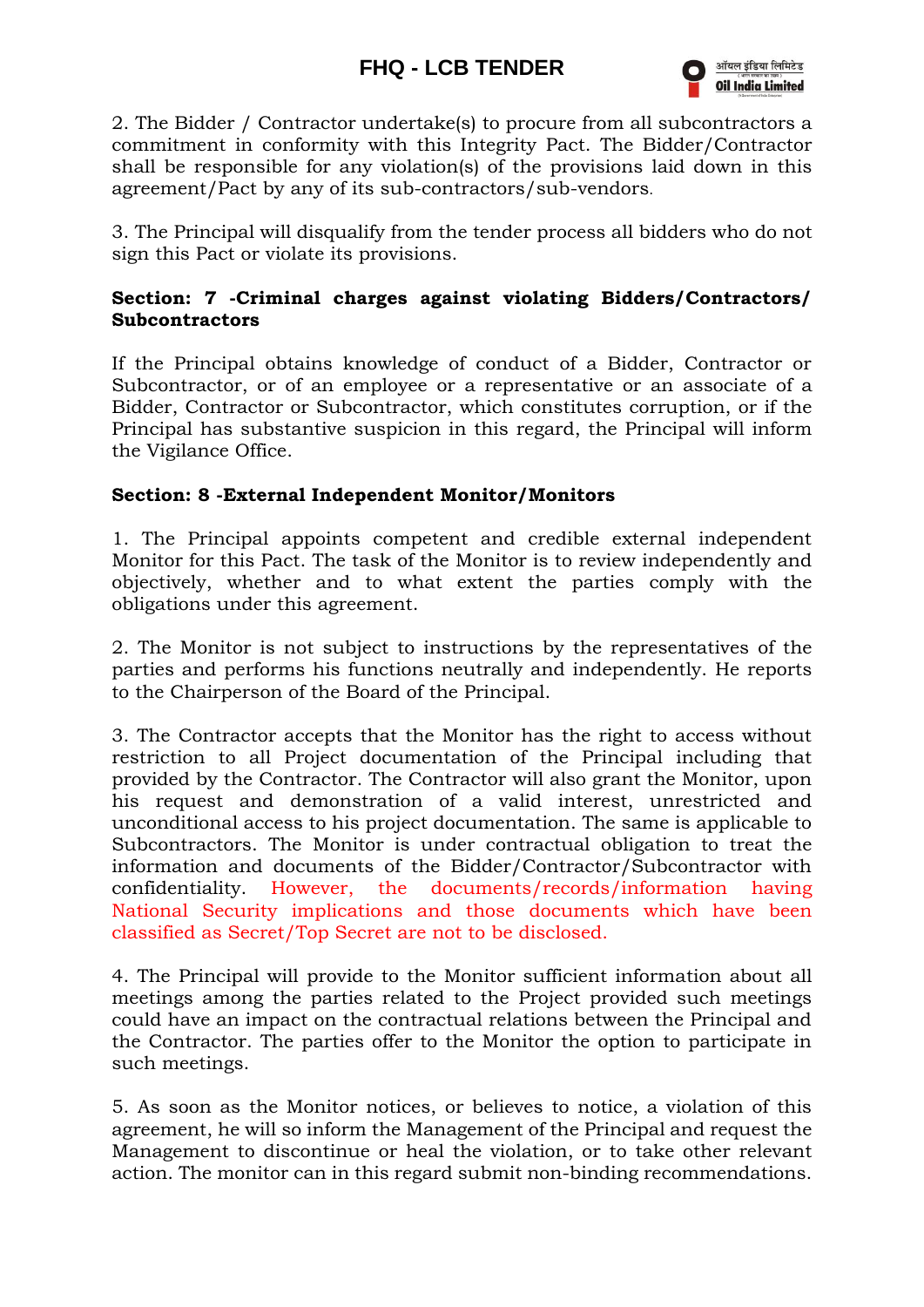2. The Bidder / Contractor undertake(s) to procure from all subcontractors a commitment in conformity with this Integrity Pact. The Bidder/Contractor shall be responsible for any violation(s) of the provisions laid down in this agreement/Pact by any of its sub-contractors/sub-vendors.

3. The Principal will disqualify from the tender process all bidders who do not sign this Pact or violate its provisions.

**Section: 7 -Criminal charges against violating Bidders/Contractors/ Subcontractors**

If the Principal obtains knowledge of conduct of a Bidder, Contractor or Subcontractor, or of an employee or a representative or an associate of a Bidder, Contractor or Subcontractor, which constitutes corruption, or if the Principal has substantive suspicion in this regard, the Principal will inform the Vigilance Office.

**Section: 8 -External Independent Monitor/Monitors**

1. The Principal appoints competent and credible external independent Monitor for this Pact. The task of the Monitor is to review independently and objectively, whether and to what extent the parties comply with the obligations under this agreement.

2. The Monitor is not subject to instructions by the representatives of the parties and performs his functions neutrally and independently. He reports to the Chairperson of the Board of the Principal.

3. The Contractor accepts that the Monitor has the right to access without restriction to all Project documentation of the Principal including that provided by the Contractor. The Contractor will also grant the Monitor, upon his request and demonstration of a valid interest, unrestricted and unconditional access to his project documentation. The same is applicable to Subcontractors. The Monitor is under contractual obligation to treat the information and documents of the Bidder/Contractor/Subcontractor with confidentiality. However, the documents/records/information having National Security implications and those documents which have been classified as Secret/Top Secret are not to be disclosed.

4. The Principal will provide to the Monitor sufficient information about all meetings among the parties related to the Project provided such meetings could have an impact on the contractual relations between the Principal and the Contractor. The parties offer to the Monitor the option to participate in such meetings.

5. As soon as the Monitor notices, or believes to notice, a violation of this agreement, he will so inform the Management of the Principal and request the Management to discontinue or heal the violation, or to take other relevant action. The monitor can in this regard submit non-binding recommendations.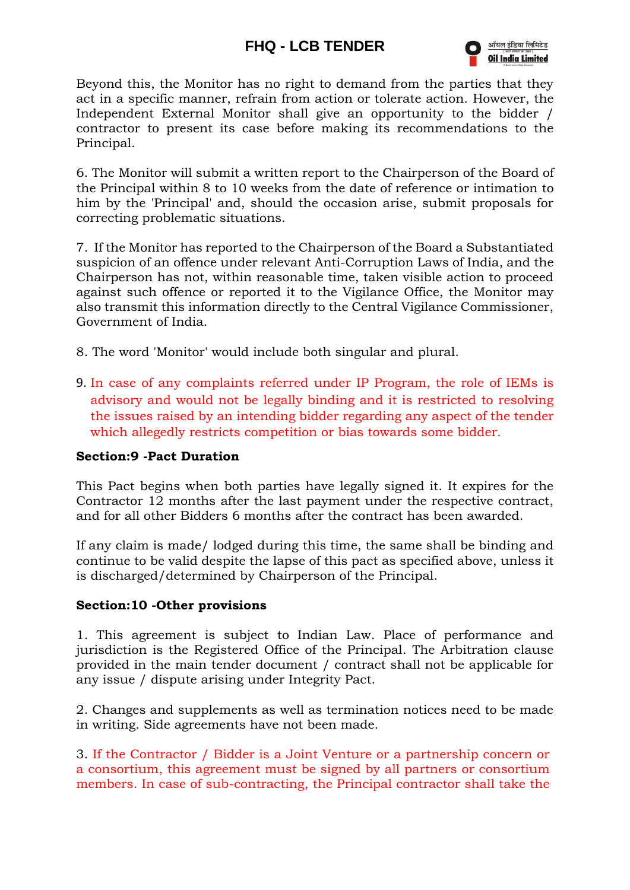Beyond this, the Monitor has no right to demand from the parties that they act in a specific manner, refrain from action or tolerate action. However, the Independent External Monitor shall give an opportunity to the bidder / contractor to present its case before making its recommendations to the Principal.

6. The Monitor will submit a written report to the Chairperson of the Board of the Principal within 8 to 10 weeks from the date of reference or intimation to him by the 'Principal' and, should the occasion arise, submit proposals for correcting problematic situations.

7. If the Monitor has reported to the Chairperson of the Board a Substantiated suspicion of an offence under relevant Anti-Corruption Laws of India, and the Chairperson has not, within reasonable time, taken visible action to proceed against such offence or reported it to the Vigilance Office, the Monitor may also transmit this information directly to the Central Vigilance Commissioner, Government of India.

8. The word 'Monitor' would include both singular and plural.

9. In case of any complaints referred under IP Program, the role of IEMs is advisory and would not be legally binding and it is restricted to resolving the issues raised by an intending bidder regarding any aspect of the tender which allegedly restricts competition or bias towards some bidder.

**Section:9 -Pact Duration**

This Pact begins when both parties have legally signed it. It expires for the Contractor 12 months after the last payment under the respective contract, and for all other Bidders 6 months after the contract has been awarded.

If any claim is made/ lodged during this time, the same shall be binding and continue to be valid despite the lapse of this pact as specified above, unless it is discharged/determined by Chairperson of the Principal.

**Section:10 -Other provisions**

1. This agreement is subject to Indian Law. Place of performance and jurisdiction is the Registered Office of the Principal. The Arbitration clause provided in the main tender document / contract shall not be applicable for any issue / dispute arising under Integrity Pact.

2. Changes and supplements as well as termination notices need to be made in writing. Side agreements have not been made.

3. If the Contractor / Bidder is a Joint Venture or a partnership concern or a consortium, this agreement must be signed by all partners or consortium members. In case of sub-contracting, the Principal contractor shall take the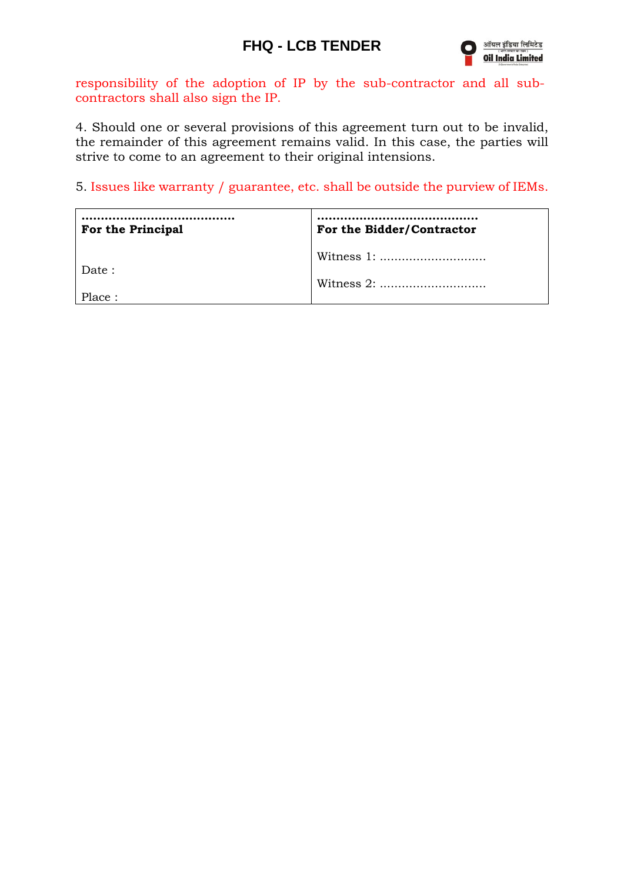responsibility of the adoption of IP by the sub-contractor and all sub-contractors shall also sign the IP.

4. Should one or several provisions of this agreement turn out to be invalid, the remainder of this agreement remains valid. In this case, the parties will strive to come to an agreement to their original intensions.

5. Issues like warranty / guarantee, etc. shall be outside the purview of IEMs.

| ......................................... **For the Principal** | ........................................... **For the Bidder/Contractor** |
|---|---|
| Date : | Witness 1: ............................. |
| Place : | Witness 2: ............................. |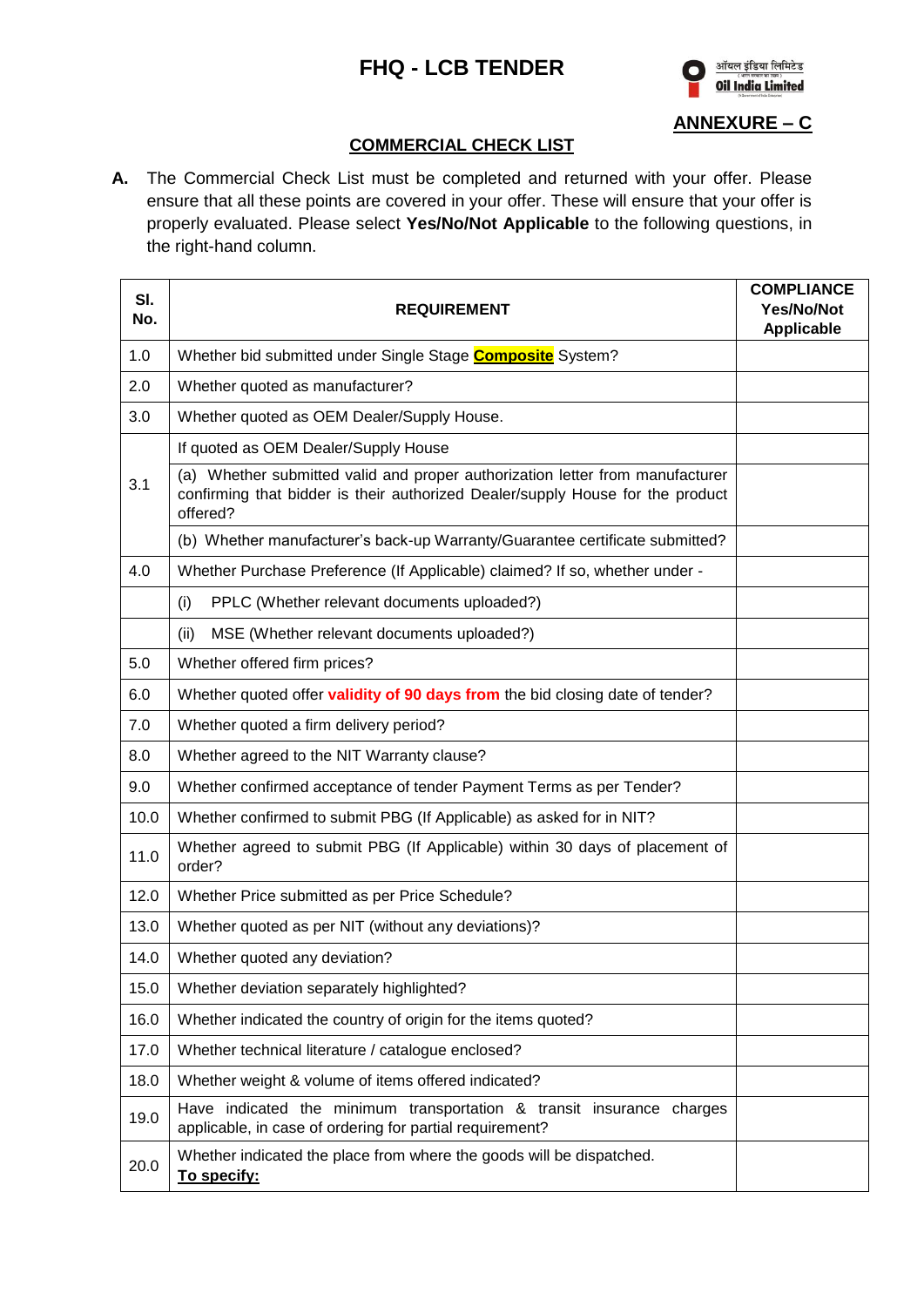# FHQ - LCB TENDER

Oil India Limited

## ANNEXURE – C

## COMMERCIAL CHECK LIST

**A.** The Commercial Check List must be completed and returned with your offer. Please ensure that all these points are covered in your offer. These will ensure that your offer is properly evaluated. Please select **Yes/No/Not Applicable** to the following questions, in the right-hand column.

| Sl. No. | REQUIREMENT | COMPLIANCE Yes/No/Not Applicable |
|---|---|---|
| 1.0 | Whether bid submitted under Single Stage **Composite** System? | |
| 2.0 | Whether quoted as manufacturer? | |
| 3.0 | Whether quoted as OEM Dealer/Supply House. | |
| 3.1 | If quoted as OEM Dealer/Supply House | |
| | (a) Whether submitted valid and proper authorization letter from manufacturer confirming that bidder is their authorized Dealer/supply House for the product offered? | |
| | (b) Whether manufacturer's back-up Warranty/Guarantee certificate submitted? | |
| 4.0 | Whether Purchase Preference (If Applicable) claimed? If so, whether under - | |
| | (i) PPLC (Whether relevant documents uploaded?) | |
| | (ii) MSE (Whether relevant documents uploaded?) | |
| 5.0 | Whether offered firm prices? | |
| 6.0 | Whether quoted offer **validity of 90 days from** the bid closing date of tender? | |
| 7.0 | Whether quoted a firm delivery period? | |
| 8.0 | Whether agreed to the NIT Warranty clause? | |
| 9.0 | Whether confirmed acceptance of tender Payment Terms as per Tender? | |
| 10.0 | Whether confirmed to submit PBG (If Applicable) as asked for in NIT? | |
| 11.0 | Whether agreed to submit PBG (If Applicable) within 30 days of placement of order? | |
| 12.0 | Whether Price submitted as per Price Schedule? | |
| 13.0 | Whether quoted as per NIT (without any deviations)? | |
| 14.0 | Whether quoted any deviation? | |
| 15.0 | Whether deviation separately highlighted? | |
| 16.0 | Whether indicated the country of origin for the items quoted? | |
| 17.0 | Whether technical literature / catalogue enclosed? | |
| 18.0 | Whether weight & volume of items offered indicated? | |
| 19.0 | Have indicated the minimum transportation & transit insurance charges applicable, in case of ordering for partial requirement? | |
| 20.0 | Whether indicated the place from where the goods will be dispatched. **To specify:** | |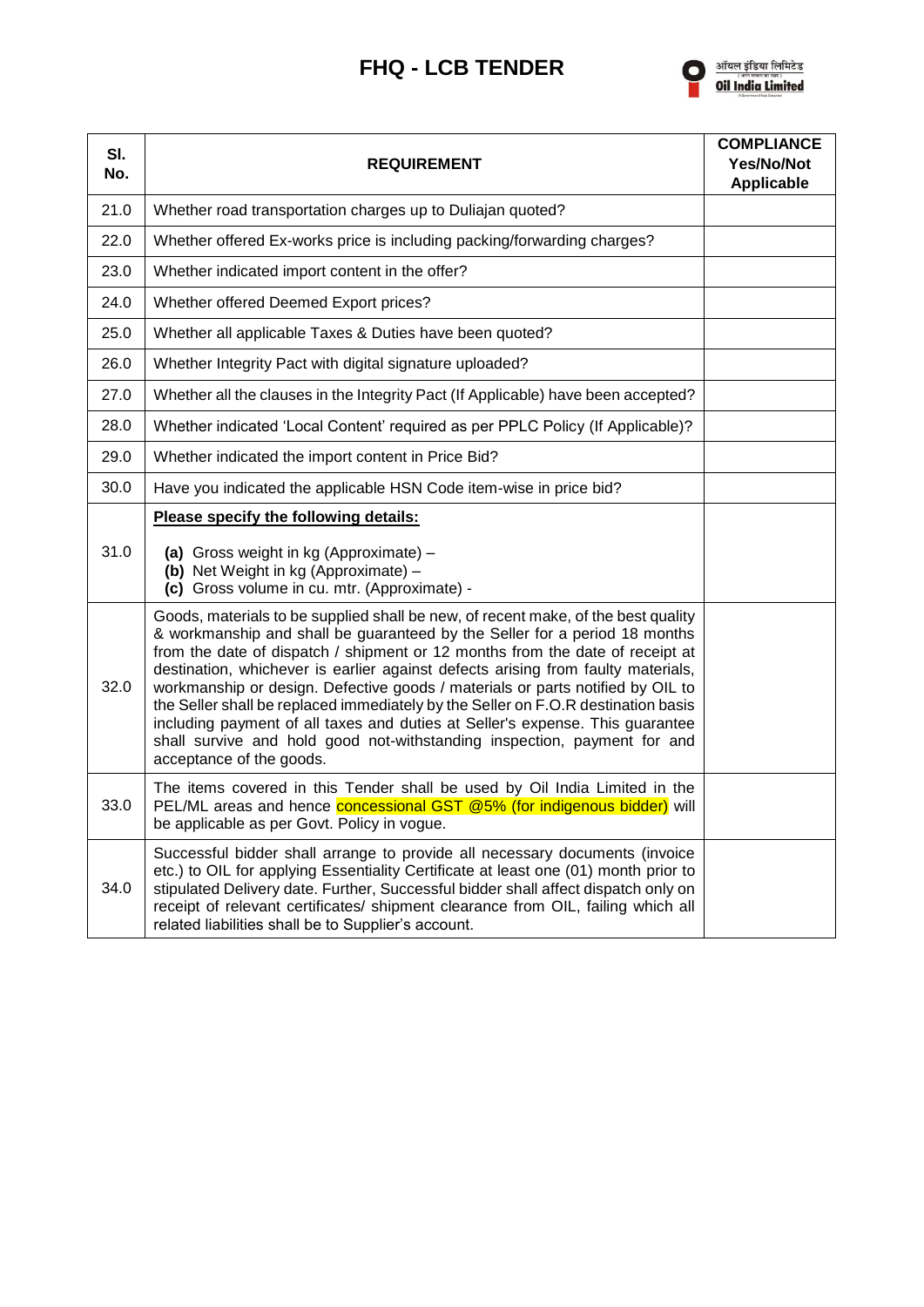# FHQ - LCB TENDER

| Sl. No. | REQUIREMENT | COMPLIANCE Yes/No/Not Applicable |
|---|---|---|
| 21.0 | Whether road transportation charges up to Duliajan quoted? | |
| 22.0 | Whether offered Ex-works price is including packing/forwarding charges? | |
| 23.0 | Whether indicated import content in the offer? | |
| 24.0 | Whether offered Deemed Export prices? | |
| 25.0 | Whether all applicable Taxes & Duties have been quoted? | |
| 26.0 | Whether Integrity Pact with digital signature uploaded? | |
| 27.0 | Whether all the clauses in the Integrity Pact (If Applicable) have been accepted? | |
| 28.0 | Whether indicated 'Local Content' required as per PPLC Policy (If Applicable)? | |
| 29.0 | Whether indicated the import content in Price Bid? | |
| 30.0 | Have you indicated the applicable HSN Code item-wise in price bid? | |
| 31.0 | **Please specify the following details:**<br>**(a)** Gross weight in kg (Approximate) –<br>**(b)** Net Weight in kg (Approximate) –<br>**(c)** Gross volume in cu. mtr. (Approximate) - | |
| 32.0 | Goods, materials to be supplied shall be new, of recent make, of the best quality & workmanship and shall be guaranteed by the Seller for a period 18 months from the date of dispatch / shipment or 12 months from the date of receipt at destination, whichever is earlier against defects arising from faulty materials, workmanship or design. Defective goods / materials or parts notified by OIL to the Seller shall be replaced immediately by the Seller on F.O.R destination basis including payment of all taxes and duties at Seller's expense. This guarantee shall survive and hold good not-withstanding inspection, payment for and acceptance of the goods. | |
| 33.0 | The items covered in this Tender shall be used by Oil India Limited in the PEL/ML areas and hence concessional GST @5% (for indigenous bidder) will be applicable as per Govt. Policy in vogue. | |
| 34.0 | Successful bidder shall arrange to provide all necessary documents (invoice etc.) to OIL for applying Essentiality Certificate at least one (01) month prior to stipulated Delivery date. Further, Successful bidder shall affect dispatch only on receipt of relevant certificates/ shipment clearance from OIL, failing which all related liabilities shall be to Supplier's account. | |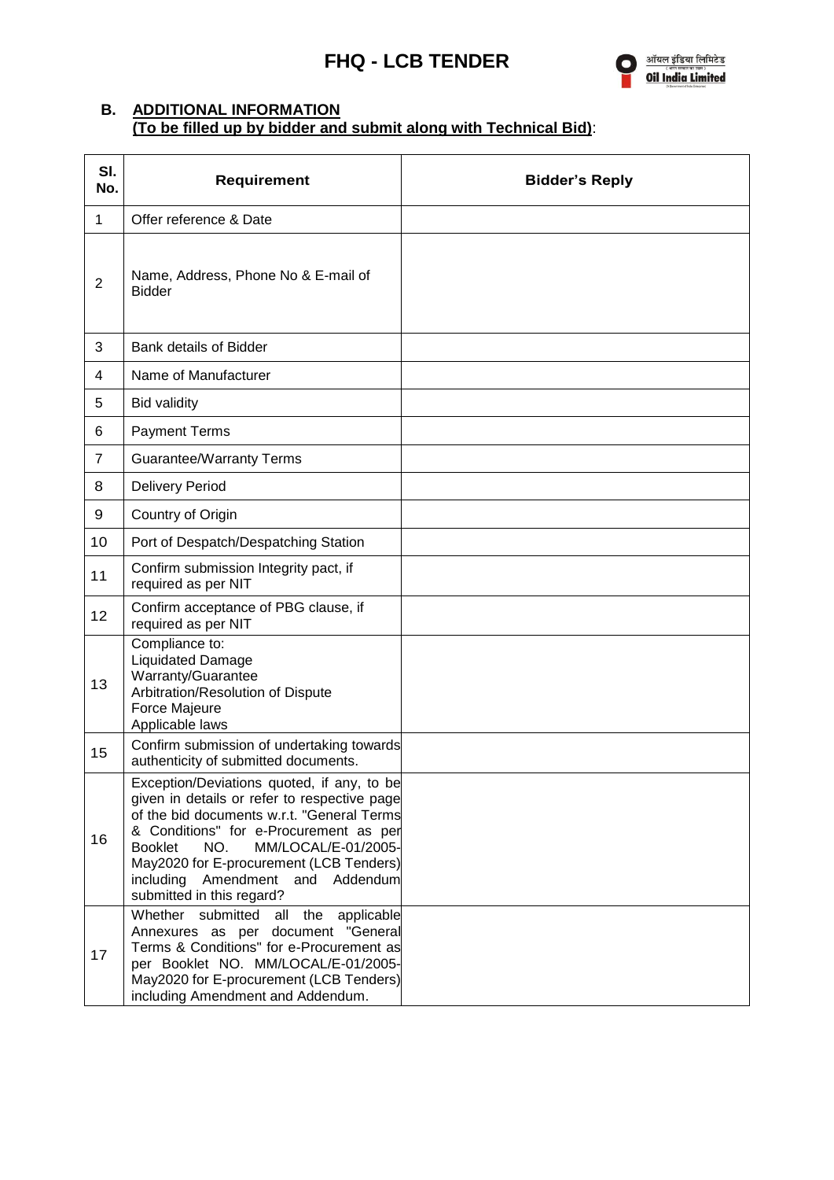# FHQ - LCB TENDER

## B. ADDITIONAL INFORMATION
**(To be filled up by bidder and submit along with Technical Bid)**:

| Sl. No. | Requirement | Bidder's Reply |
|---|---|---|
| 1 | Offer reference & Date | |
| 2 | Name, Address, Phone No & E-mail of Bidder | |
| 3 | Bank details of Bidder | |
| 4 | Name of Manufacturer | |
| 5 | Bid validity | |
| 6 | Payment Terms | |
| 7 | Guarantee/Warranty Terms | |
| 8 | Delivery Period | |
| 9 | Country of Origin | |
| 10 | Port of Despatch/Despatching Station | |
| 11 | Confirm submission Integrity pact, if required as per NIT | |
| 12 | Confirm acceptance of PBG clause, if required as per NIT | |
| 13 | Compliance to:<br>Liquidated Damage<br>Warranty/Guarantee<br>Arbitration/Resolution of Dispute<br>Force Majeure<br>Applicable laws | |
| 15 | Confirm submission of undertaking towards authenticity of submitted documents. | |
| 16 | Exception/Deviations quoted, if any, to be given in details or refer to respective page of the bid documents w.r.t. "General Terms & Conditions" for e-Procurement as per Booklet NO. MM/LOCAL/E-01/2005-May2020 for E-procurement (LCB Tenders) including Amendment and Addendum submitted in this regard? | |
| 17 | Whether submitted all the applicable Annexures as per document "General Terms & Conditions" for e-Procurement as per Booklet NO. MM/LOCAL/E-01/2005-May2020 for E-procurement (LCB Tenders) including Amendment and Addendum. | |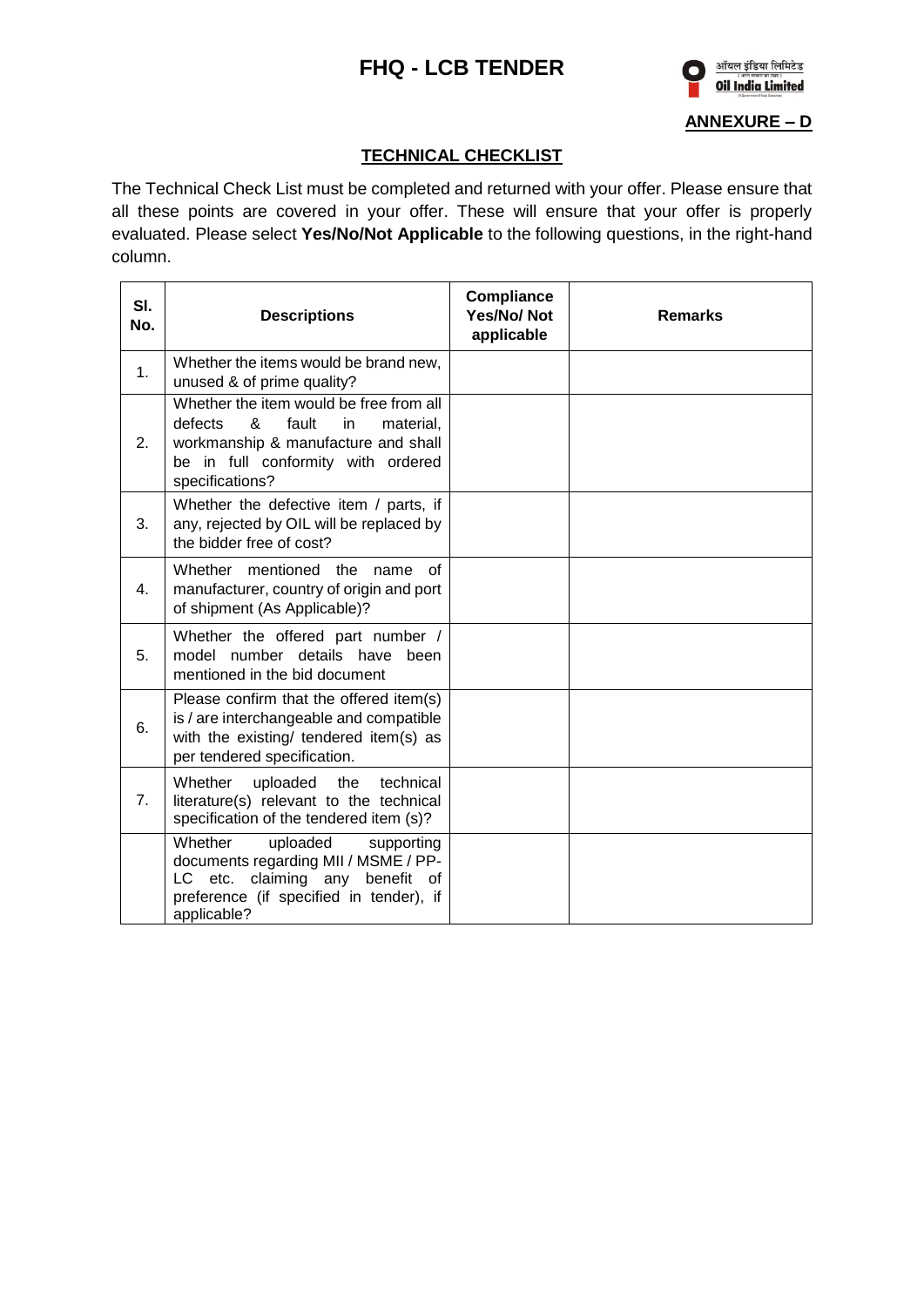# FHQ - LCB TENDER

ऑयल इंडिया लिमिटेड
**Oil India Limited**

**ANNEXURE – D**

## TECHNICAL CHECKLIST

The Technical Check List must be completed and returned with your offer. Please ensure that all these points are covered in your offer. These will ensure that your offer is properly evaluated. Please select **Yes/No/Not Applicable** to the following questions, in the right-hand column.

| Sl. No. | Descriptions | Compliance Yes/No/ Not applicable | Remarks |
|---|---|---|---|
| 1. | Whether the items would be brand new, unused & of prime quality? | | |
| 2. | Whether the item would be free from all defects & fault in material, workmanship & manufacture and shall be in full conformity with ordered specifications? | | |
| 3. | Whether the defective item / parts, if any, rejected by OIL will be replaced by the bidder free of cost? | | |
| 4. | Whether mentioned the name of manufacturer, country of origin and port of shipment (As Applicable)? | | |
| 5. | Whether the offered part number / model number details have been mentioned in the bid document | | |
| 6. | Please confirm that the offered item(s) is / are interchangeable and compatible with the existing/ tendered item(s) as per tendered specification. | | |
| 7. | Whether uploaded the technical literature(s) relevant to the technical specification of the tendered item (s)? | | |
| | Whether uploaded supporting documents regarding MII / MSME / PP-LC etc. claiming any benefit of preference (if specified in tender), if applicable? | | |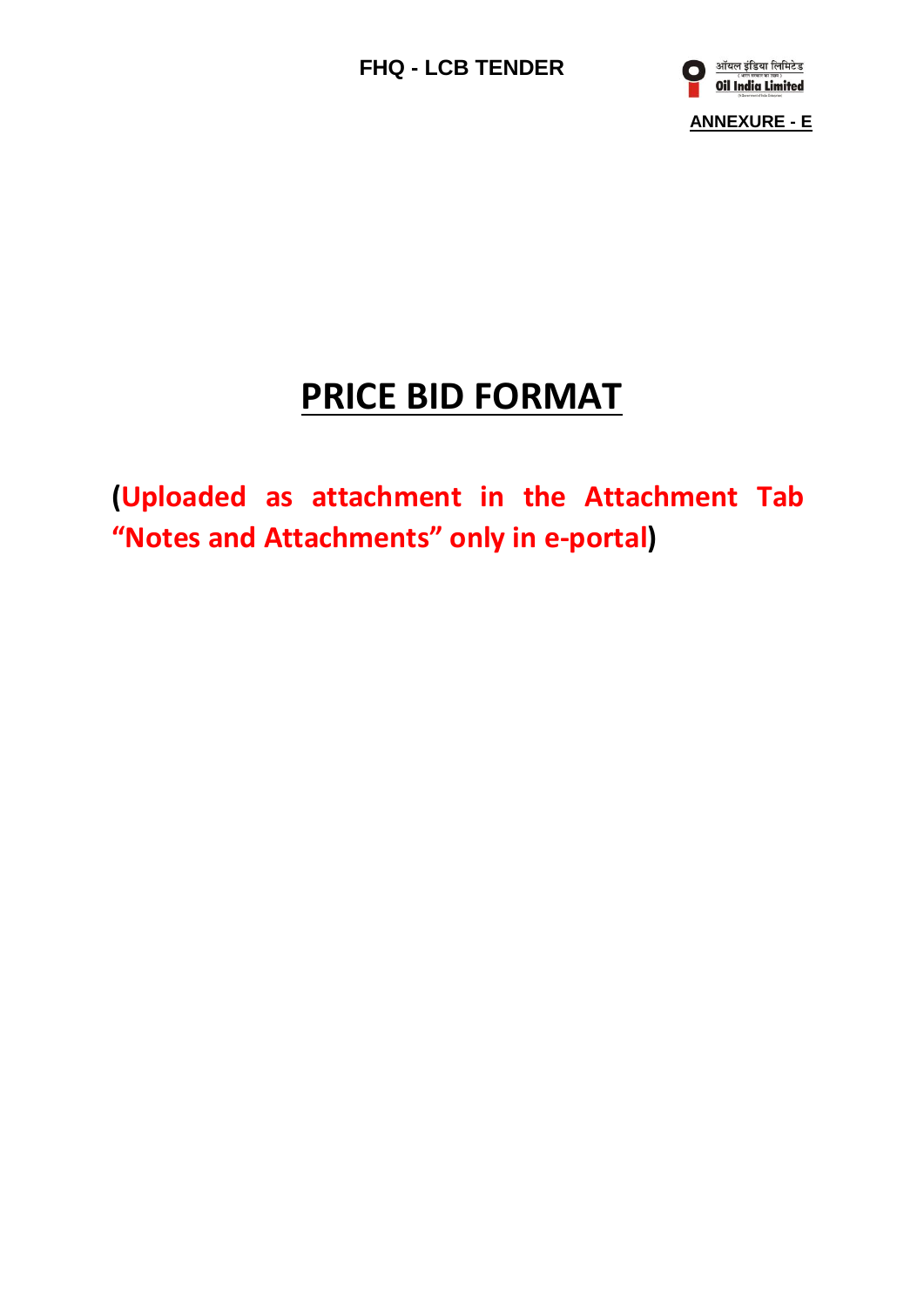**ANNEXURE - E**

# PRICE BID FORMAT

**(Uploaded as attachment in the Attachment Tab "Notes and Attachments" only in e-portal)**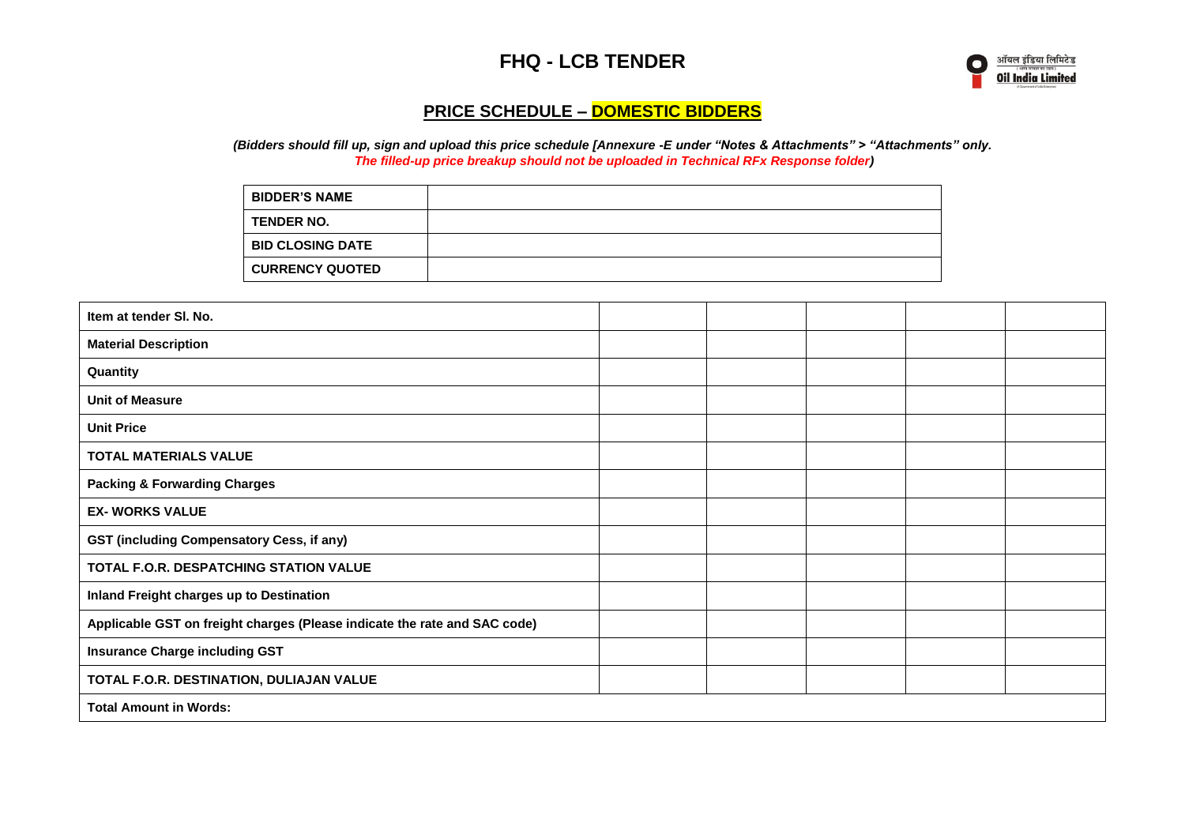# FHQ - LCB TENDER

ऑयल इंडिया लिमिटेड
Oil India Limited

## PRICE SCHEDULE – DOMESTIC BIDDERS

*(Bidders should fill up, sign and upload this price schedule [Annexure -E under "Notes & Attachments" > "Attachments" only. The filled-up price breakup should not be uploaded in Technical RFx Response folder)*

| **BIDDER'S NAME** | |
|---|---|
| **TENDER NO.** | |
| **BID CLOSING DATE** | |
| **CURRENCY QUOTED** | |

| **Item at tender Sl. No.** | | | | | |
|---|---|---|---|---|---|
| **Material Description** | | | | | |
| **Quantity** | | | | | |
| **Unit of Measure** | | | | | |
| **Unit Price** | | | | | |
| **TOTAL MATERIALS VALUE** | | | | | |
| **Packing & Forwarding Charges** | | | | | |
| **EX- WORKS VALUE** | | | | | |
| **GST (including Compensatory Cess, if any)** | | | | | |
| **TOTAL F.O.R. DESPATCHING STATION VALUE** | | | | | |
| **Inland Freight charges up to Destination** | | | | | |
| **Applicable GST on freight charges (Please indicate the rate and SAC code)** | | | | | |
| **Insurance Charge including GST** | | | | | |
| **TOTAL F.O.R. DESTINATION, DULIAJAN VALUE** | | | | | |
| **Total Amount in Words:** | | | | | |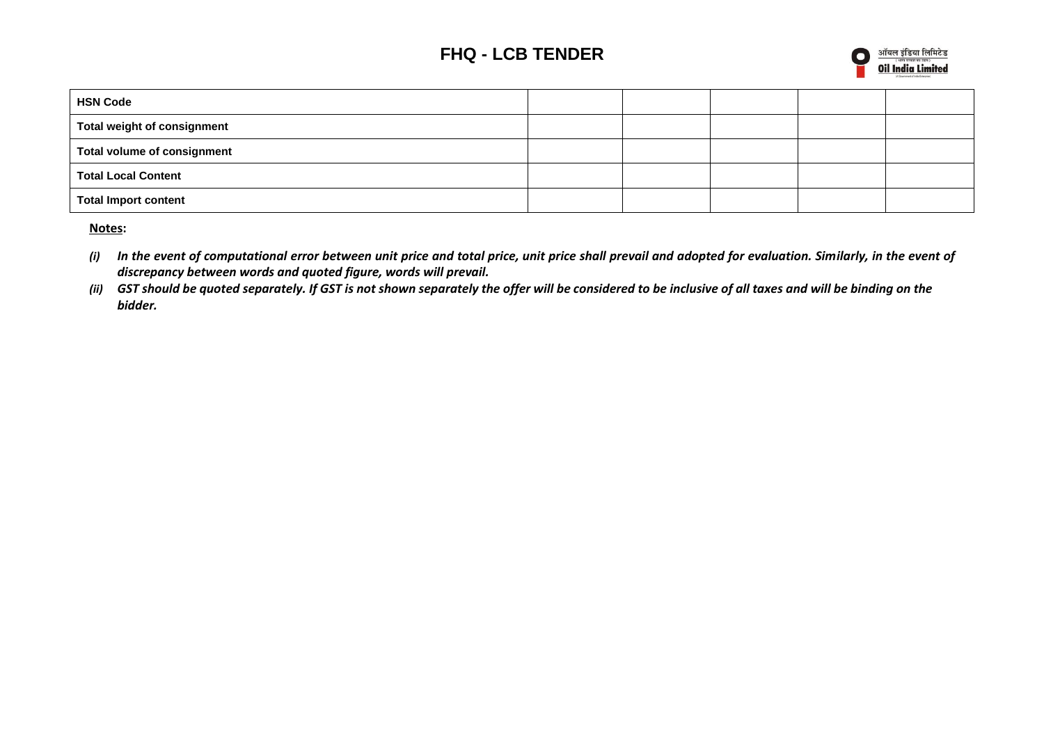# FHQ - LCB TENDER

| HSN Code | | | | | |
|---|---|---|---|---|---|
| Total weight of consignment | | | | | |
| Total volume of consignment | | | | | |
| Total Local Content | | | | | |
| Total Import content | | | | | |

**Notes:**

*(i)* ***In the event of computational error between unit price and total price, unit price shall prevail and adopted for evaluation. Similarly, in the event of discrepancy between words and quoted figure, words will prevail.***

*(ii)* ***GST should be quoted separately. If GST is not shown separately the offer will be considered to be inclusive of all taxes and will be binding on the bidder.***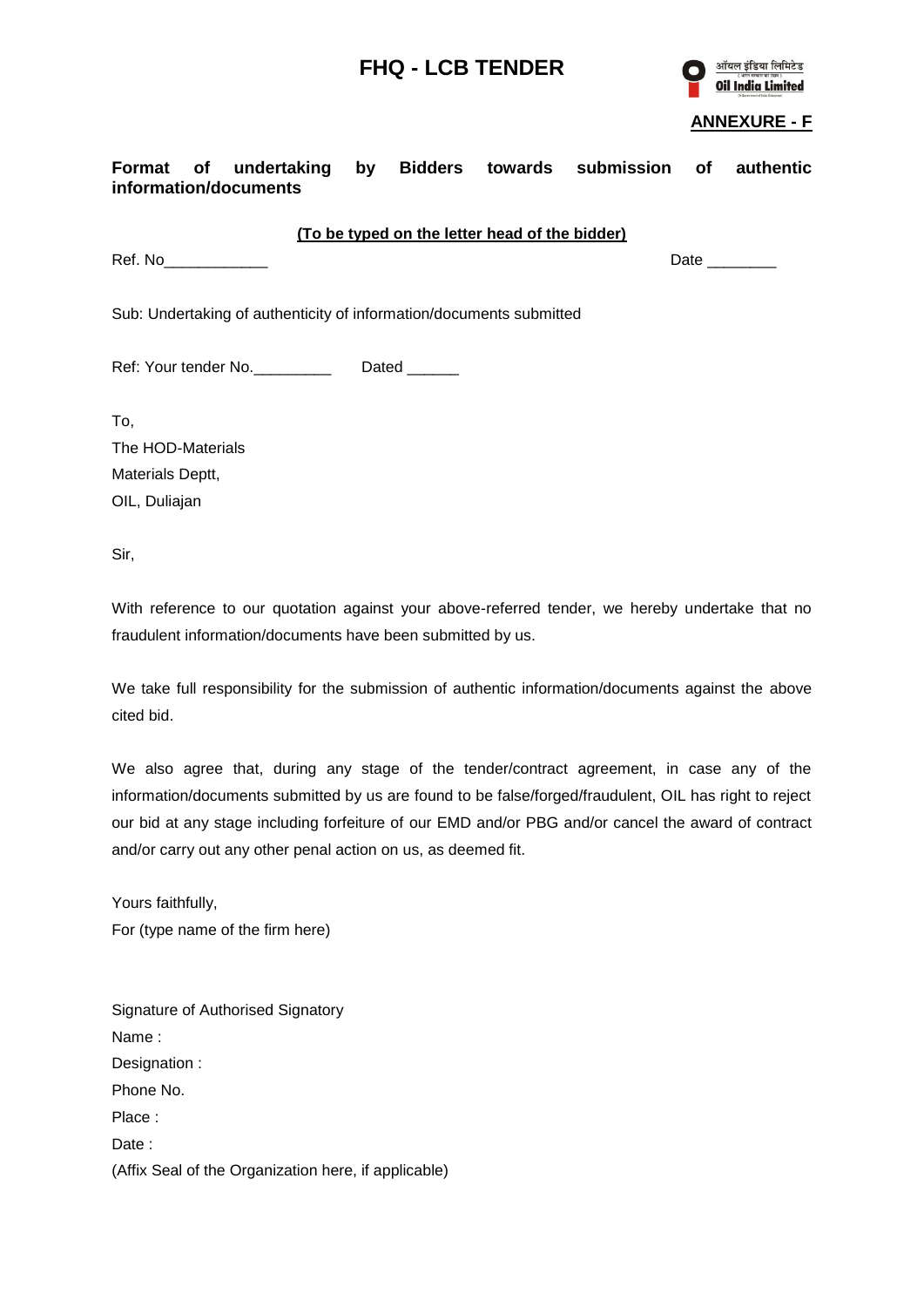**ANNEXURE - F**

**Format of undertaking by Bidders towards submission of authentic information/documents**

**(To be typed on the letter head of the bidder)**

Ref. No____________ Date ________

Sub: Undertaking of authenticity of information/documents submitted

Ref: Your tender No._________ Dated ______

To,
The HOD-Materials
Materials Deptt,
OIL, Duliajan

Sir,

With reference to our quotation against your above-referred tender, we hereby undertake that no fraudulent information/documents have been submitted by us.

We take full responsibility for the submission of authentic information/documents against the above cited bid.

We also agree that, during any stage of the tender/contract agreement, in case any of the information/documents submitted by us are found to be false/forged/fraudulent, OIL has right to reject our bid at any stage including forfeiture of our EMD and/or PBG and/or cancel the award of contract and/or carry out any other penal action on us, as deemed fit.

Yours faithfully,
For (type name of the firm here)

Signature of Authorised Signatory
Name :
Designation :
Phone No.
Place :
Date :
(Affix Seal of the Organization here, if applicable)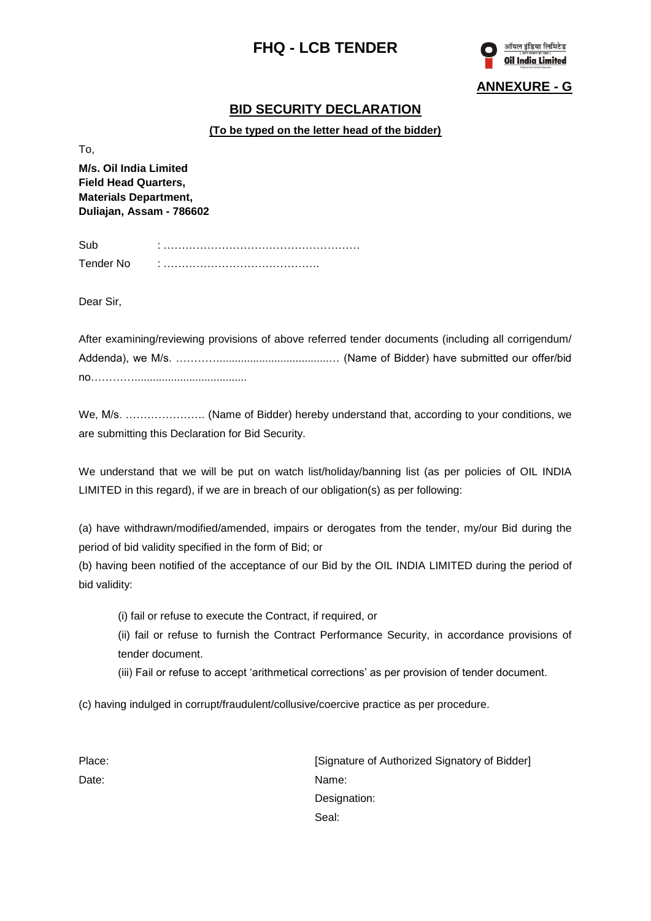# FHQ - LCB TENDER

**ANNEXURE - G**

## BID SECURITY DECLARATION

**(To be typed on the letter head of the bidder)**

To,

**M/s. Oil India Limited**
**Field Head Quarters,**
**Materials Department,**
**Duliajan, Assam - 786602**

Sub : ………………………………………………

Tender No : …………………………………….

Dear Sir,

After examining/reviewing provisions of above referred tender documents (including all corrigendum/ Addenda), we M/s. …………...................................… (Name of Bidder) have submitted our offer/bid no…………....................................

We, M/s. …………………. (Name of Bidder) hereby understand that, according to your conditions, we are submitting this Declaration for Bid Security.

We understand that we will be put on watch list/holiday/banning list (as per policies of OIL INDIA LIMITED in this regard), if we are in breach of our obligation(s) as per following:

(a) have withdrawn/modified/amended, impairs or derogates from the tender, my/our Bid during the period of bid validity specified in the form of Bid; or

(b) having been notified of the acceptance of our Bid by the OIL INDIA LIMITED during the period of bid validity:

(i) fail or refuse to execute the Contract, if required, or

(ii) fail or refuse to furnish the Contract Performance Security, in accordance provisions of tender document.

(iii) Fail or refuse to accept 'arithmetical corrections' as per provision of tender document.

(c) having indulged in corrupt/fraudulent/collusive/coercive practice as per procedure.

Place:

Date:

[Signature of Authorized Signatory of Bidder]

Name:

Designation:

Seal: